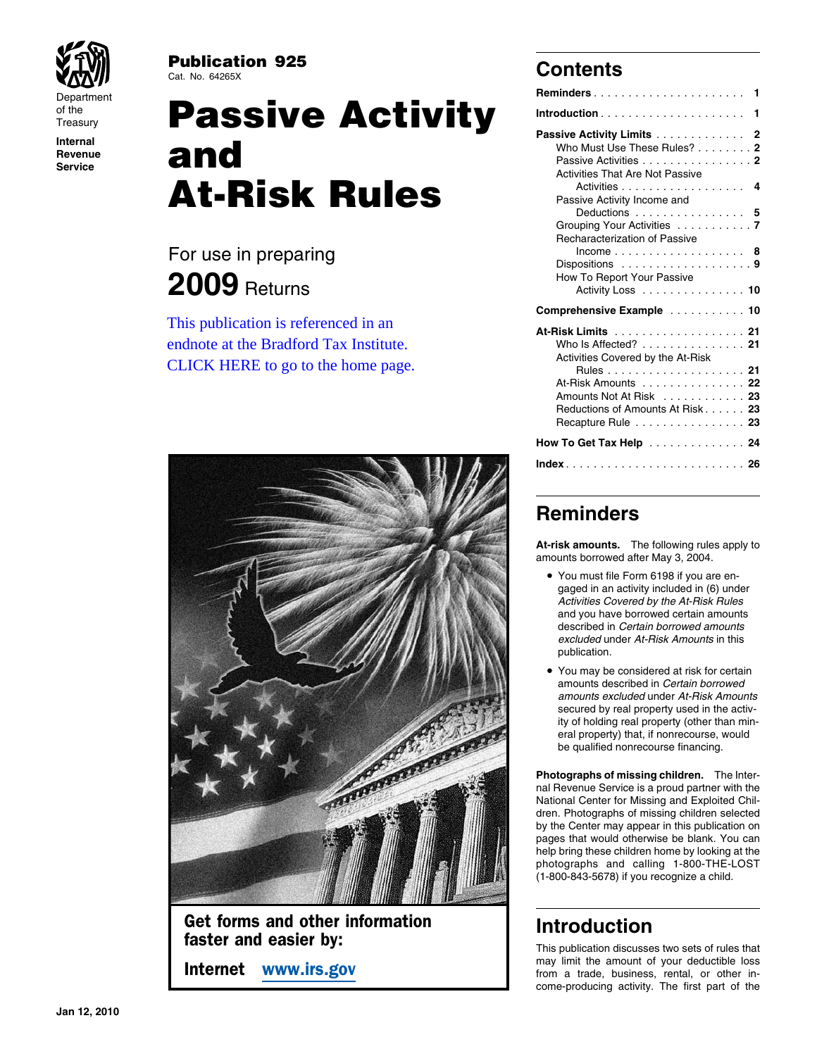Department of the Treasury
Internal Revenue Service

**Publication 925**
Cat. No. 64265X

# Passive Activity and At-Risk Rules

For use in preparing

**2009** Returns

This publication is referenced in an endnote at the Bradford Tax Institute. CLICK HERE to go to the home page.

**Get forms and other information faster and easier by:**

**Internet** www.irs.gov

## Contents

| | |
|---|---|
| **Reminders** | 1 |
| **Introduction** | 1 |
| **Passive Activity Limits** | 2 |
| Who Must Use These Rules? | 2 |
| Passive Activities | 2 |
| Activities That Are Not Passive Activities | 4 |
| Passive Activity Income and Deductions | 5 |
| Grouping Your Activities | 7 |
| Recharacterization of Passive Income | 8 |
| Dispositions | 9 |
| How To Report Your Passive Activity Loss | 10 |
| **Comprehensive Example** | 10 |
| **At-Risk Limits** | 21 |
| Who Is Affected? | 21 |
| Activities Covered by the At-Risk Rules | 21 |
| At-Risk Amounts | 22 |
| Amounts Not At Risk | 23 |
| Reductions of Amounts At Risk | 23 |
| Recapture Rule | 23 |
| **How To Get Tax Help** | 24 |
| **Index** | 26 |

## Reminders

**At-risk amounts.** The following rules apply to amounts borrowed after May 3, 2004.

- You must file Form 6198 if you are engaged in an activity included in (6) under *Activities Covered by the At-Risk Rules* and you have borrowed certain amounts described in *Certain borrowed amounts excluded* under *At-Risk Amounts* in this publication.
- You may be considered at risk for certain amounts described in *Certain borrowed amounts excluded* under *At-Risk Amounts* secured by real property used in the activity of holding real property (other than mineral property) that, if nonrecourse, would be qualified nonrecourse financing.

**Photographs of missing children.** The Internal Revenue Service is a proud partner with the National Center for Missing and Exploited Children. Photographs of missing children selected by the Center may appear in this publication on pages that would otherwise be blank. You can help bring these children home by looking at the photographs and calling 1-800-THE-LOST (1-800-843-5678) if you recognize a child.

## Introduction

This publication discusses two sets of rules that may limit the amount of your deductible loss from a trade, business, rental, or other income-producing activity. The first part of the

Jan 12, 2010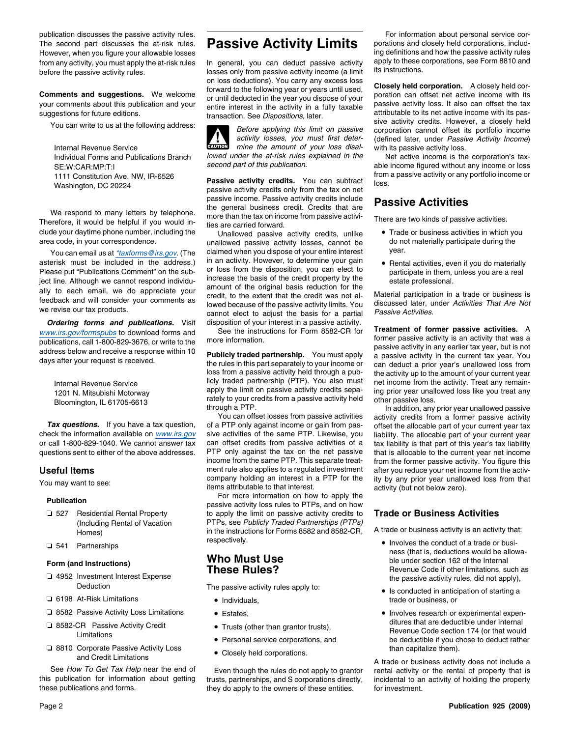publication discusses the passive activity rules. The second part discusses the at-risk rules. However, when you figure your allowable losses from any activity, you must apply the at-risk rules before the passive activity rules.

**Comments and suggestions.** We welcome your comments about this publication and your suggestions for future editions.

You can write to us at the following address:

Internal Revenue Service
Individual Forms and Publications Branch
SE:W:CAR:MP:T:I
1111 Constitution Ave. NW, IR-6526
Washington, DC 20224

We respond to many letters by telephone. Therefore, it would be helpful if you would include your daytime phone number, including the area code, in your correspondence.

You can email us at *taxforms@irs.gov. (The asterisk must be included in the address.) Please put "Publications Comment" on the subject line. Although we cannot respond individually to each email, we do appreciate your feedback and will consider your comments as we revise our tax products.

***Ordering forms and publications.*** Visit www.irs.gov/formspubs to download forms and publications, call 1-800-829-3676, or write to the address below and receive a response within 10 days after your request is received.

Internal Revenue Service
1201 N. Mitsubishi Motorway
Bloomington, IL 61705-6613

***Tax questions.*** If you have a tax question, check the information available on www.irs.gov or call 1-800-829-1040. We cannot answer tax questions sent to either of the above addresses.

## Useful Items

You may want to see:

**Publication**

- ❏ 527 Residential Rental Property (Including Rental of Vacation Homes)
- ❏ 541 Partnerships

**Form (and Instructions)**

- ❏ 4952 Investment Interest Expense Deduction
- ❏ 6198 At-Risk Limitations
- ❏ 8582 Passive Activity Loss Limitations
- ❏ 8582-CR Passive Activity Credit Limitations
- ❏ 8810 Corporate Passive Activity Loss and Credit Limitations

See *How To Get Tax Help* near the end of this publication for information about getting these publications and forms.

# Passive Activity Limits

In general, you can deduct passive activity losses only from passive activity income (a limit on loss deductions). You carry any excess loss forward to the following year or years until used, or until deducted in the year you dispose of your entire interest in the activity in a fully taxable transaction. See *Dispositions,* later.

CAUTION: *Before applying this limit on passive activity losses, you must first determine the amount of your loss disallowed under the at-risk rules explained in the second part of this publication.*

**Passive activity credits.** You can subtract passive activity credits only from the tax on net passive income. Passive activity credits include the general business credit. Credits that are more than the tax on income from passive activities are carried forward.

Unallowed passive activity credits, unlike unallowed passive activity losses, cannot be claimed when you dispose of your entire interest in an activity. However, to determine your gain or loss from the disposition, you can elect to increase the basis of the credit property by the amount of the original basis reduction for the credit, to the extent that the credit was not allowed because of the passive activity limits. You cannot elect to adjust the basis for a partial disposition of your interest in a passive activity.

See the instructions for Form 8582-CR for more information.

**Publicly traded partnership.** You must apply the rules in this part separately to your income or loss from a passive activity held through a publicly traded partnership (PTP). You also must apply the limit on passive activity credits separately to your credits from a passive activity held through a PTP.

You can offset losses from passive activities of a PTP only against income or gain from passive activities of the same PTP. Likewise, you can offset credits from passive activities of a PTP only against the tax on the net passive income from the same PTP. This separate treatment rule also applies to a regulated investment company holding an interest in a PTP for the items attributable to that interest.

For more information on how to apply the passive activity loss rules to PTPs, and on how to apply the limit on passive activity credits to PTPs, see *Publicly Traded Partnerships (PTPs)* in the instructions for Forms 8582 and 8582-CR, respectively.

# Who Must Use These Rules?

The passive activity rules apply to:

- Individuals,
- Estates,
- Trusts (other than grantor trusts),
- Personal service corporations, and
- Closely held corporations.

Even though the rules do not apply to grantor trusts, partnerships, and S corporations directly, they do apply to the owners of these entities.

For information about personal service corporations and closely held corporations, including definitions and how the passive activity rules apply to these corporations, see Form 8810 and its instructions.

**Closely held corporation.** A closely held corporation can offset net active income with its passive activity loss. It also can offset the tax attributable to its net active income with its passive activity credits. However, a closely held corporation cannot offset its portfolio income (defined later, under *Passive Activity Income*) with its passive activity loss.

Net active income is the corporation's taxable income figured without any income or loss from a passive activity or any portfolio income or loss.

# Passive Activities

There are two kinds of passive activities.

- Trade or business activities in which you do not materially participate during the year.
- Rental activities, even if you do materially participate in them, unless you are a real estate professional.

Material participation in a trade or business is discussed later, under *Activities That Are Not Passive Activities.*

**Treatment of former passive activities.** A former passive activity is an activity that was a passive activity in any earlier tax year, but is not a passive activity in the current tax year. You can deduct a prior year's unallowed loss from the activity up to the amount of your current year net income from the activity. Treat any remaining prior year unallowed loss like you treat any other passive loss.

In addition, any prior year unallowed passive activity credits from a former passive activity offset the allocable part of your current year tax liability. The allocable part of your current year tax liability is that part of this year's tax liability that is allocable to the current year net income from the former passive activity. You figure this after you reduce your net income from the activity by any prior year unallowed loss from that activity (but not below zero).

## Trade or Business Activities

A trade or business activity is an activity that:

- Involves the conduct of a trade or business (that is, deductions would be allowable under section 162 of the Internal Revenue Code if other limitations, such as the passive activity rules, did not apply),
- Is conducted in anticipation of starting a trade or business, or
- Involves research or experimental expenditures that are deductible under Internal Revenue Code section 174 (or that would be deductible if you chose to deduct rather than capitalize them).

A trade or business activity does not include a rental activity or the rental of property that is incidental to an activity of holding the property for investment.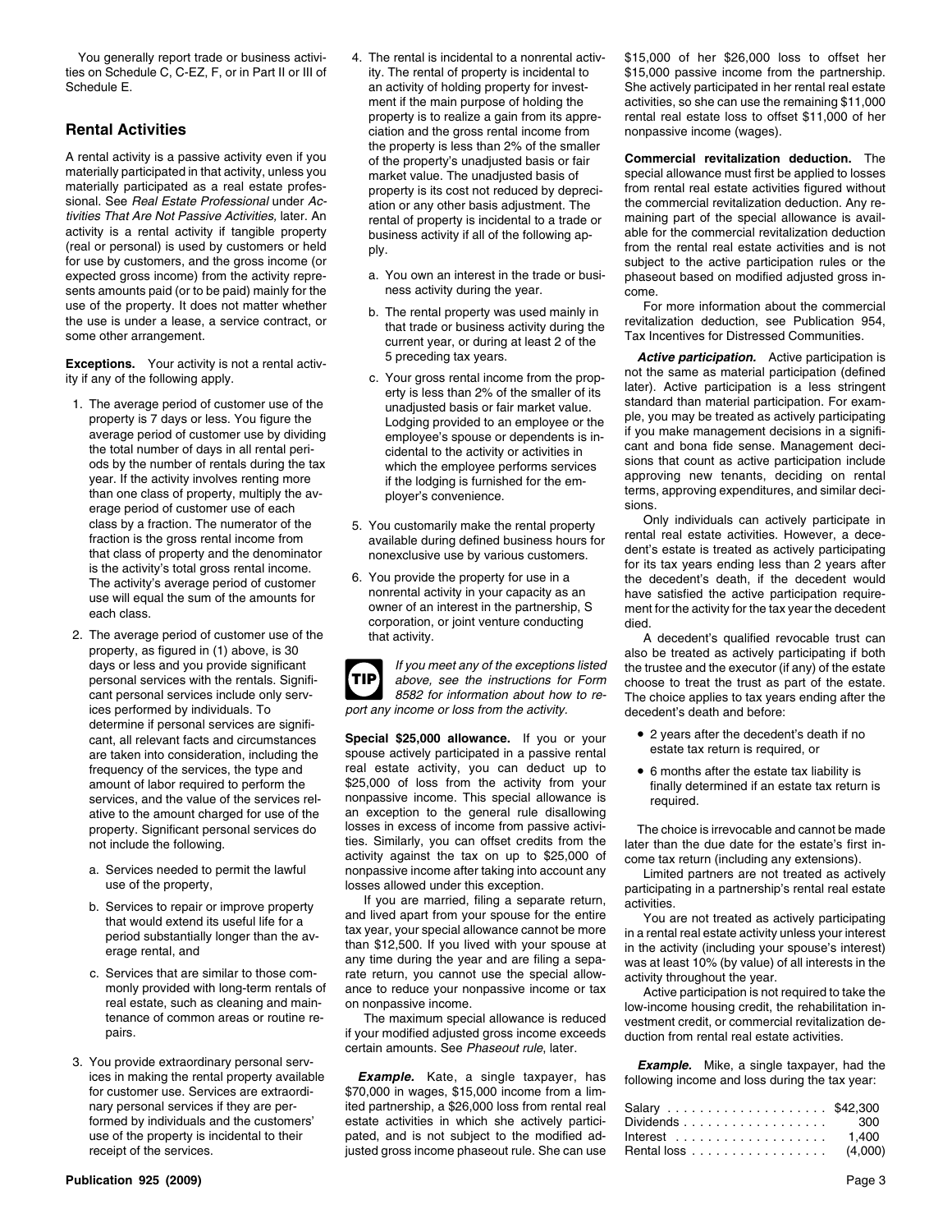You generally report trade or business activities on Schedule C, C-EZ, F, or in Part II or III of Schedule E.

## Rental Activities

A rental activity is a passive activity even if you materially participated in that activity, unless you materially participated as a real estate professional. See *Real Estate Professional* under *Activities That Are Not Passive Activities,* later. An activity is a rental activity if tangible property (real or personal) is used by customers or held for use by customers, and the gross income (or expected gross income) from the activity represents amounts paid (or to be paid) mainly for the use of the property. It does not matter whether the use is under a lease, a service contract, or some other arrangement.

**Exceptions.** Your activity is not a rental activity if any of the following apply.

1. The average period of customer use of the property is 7 days or less. You figure the average period of customer use by dividing the total number of days in all rental periods by the number of rentals during the tax year. If the activity involves renting more than one class of property, multiply the average period of customer use of each class by a fraction. The numerator of the fraction is the gross rental income from that class of property and the denominator is the activity's total gross rental income. The activity's average period of customer use will equal the sum of the amounts for each class.
2. The average period of customer use of the property, as figured in (1) above, is 30 days or less and you provide significant personal services with the rentals. Significant personal services include only services performed by individuals. To determine if personal services are significant, all relevant facts and circumstances are taken into consideration, including the frequency of the services, the type and amount of labor required to perform the services, and the value of the services relative to the amount charged for use of the property. Significant personal services do not include the following.
   a. Services needed to permit the lawful use of the property,
   b. Services to repair or improve property that would extend its useful life for a period substantially longer than the average rental, and
   c. Services that are similar to those commonly provided with long-term rentals of real estate, such as cleaning and maintenance of common areas or routine repairs.
3. You provide extraordinary personal services in making the rental property available for customer use. Services are extraordinary personal services if they are performed by individuals and the customers' use of the property is incidental to their receipt of the services.
4. The rental is incidental to a nonrental activity. The rental of property is incidental to an activity of holding property for investment if the main purpose of holding the property is to realize a gain from its appreciation and the gross rental income from the property is less than 2% of the smaller of the property's unadjusted basis or fair market value. The unadjusted basis of property is its cost not reduced by depreciation or any other basis adjustment. The rental of property is incidental to a trade or business activity if all of the following apply.
   a. You own an interest in the trade or business activity during the year.
   b. The rental property was used mainly in that trade or business activity during the current year, or during at least 2 of the 5 preceding tax years.
   c. Your gross rental income from the property is less than 2% of the smaller of its unadjusted basis or fair market value.

   Lodging provided to an employee or the employee's spouse or dependents is incidental to the activity or activities in which the employee performs services if the lodging is furnished for the employer's convenience.
5. You customarily make the rental property available during defined business hours for nonexclusive use by various customers.
6. You provide the property for use in a nonrental activity in your capacity as an owner of an interest in the partnership, S corporation, or joint venture conducting that activity.

**TIP** *If you meet any of the exceptions listed above, see the instructions for Form 8582 for information about how to report any income or loss from the activity.*

**Special $25,000 allowance.** If you or your spouse actively participated in a passive rental real estate activity, you can deduct up to $25,000 of loss from the activity from your nonpassive income. This special allowance is an exception to the general rule disallowing losses in excess of income from passive activities. Similarly, you can offset credits from the activity against the tax on up to $25,000 of nonpassive income after taking into account any losses allowed under this exception.

If you are married, filing a separate return, and lived apart from your spouse for the entire tax year, your special allowance cannot be more than $12,500. If you lived with your spouse at any time during the year and are filing a separate return, you cannot use the special allowance to reduce your nonpassive income or tax on nonpassive income.

The maximum special allowance is reduced if your modified adjusted gross income exceeds certain amounts. See *Phaseout rule*, later.

***Example.*** Kate, a single taxpayer, has $70,000 in wages, $15,000 income from a limited partnership, a $26,000 loss from rental real estate activities in which she actively participated, and is not subject to the modified adjusted gross income phaseout rule. She can use $15,000 of her $26,000 loss to offset her $15,000 passive income from the partnership. She actively participated in her rental real estate activities, so she can use the remaining $11,000 rental real estate loss to offset $11,000 of her nonpassive income (wages).

**Commercial revitalization deduction.** The special allowance must first be applied to losses from rental real estate activities figured without the commercial revitalization deduction. Any remaining part of the special allowance is available for the commercial revitalization deduction from the rental real estate activities and is not subject to the active participation rules or the phaseout based on modified adjusted gross income.

For more information about the commercial revitalization deduction, see Publication 954, Tax Incentives for Distressed Communities.

***Active participation.*** Active participation is not the same as material participation (defined later). Active participation is a less stringent standard than material participation. For example, you may be treated as actively participating if you make management decisions in a significant and bona fide sense. Management decisions that count as active participation include approving new tenants, deciding on rental terms, approving expenditures, and similar decisions.

Only individuals can actively participate in rental real estate activities. However, a decedent's estate is treated as actively participating for its tax years ending less than 2 years after the decedent's death, if the decedent would have satisfied the active participation requirement for the activity for the tax year the decedent died.

A decedent's qualified revocable trust can also be treated as actively participating if both the trustee and the executor (if any) of the estate choose to treat the trust as part of the estate. The choice applies to tax years ending after the decedent's death and before:

- 2 years after the decedent's death if no estate tax return is required, or
- 6 months after the estate tax liability is finally determined if an estate tax return is required.

The choice is irrevocable and cannot be made later than the due date for the estate's first income tax return (including any extensions).

Limited partners are not treated as actively participating in a partnership's rental real estate activities.

You are not treated as actively participating in a rental real estate activity unless your interest in the activity (including your spouse's interest) was at least 10% (by value) of all interests in the activity throughout the year.

Active participation is not required to take the low-income housing credit, the rehabilitation investment credit, or commercial revitalization deduction from rental real estate activities.

***Example.*** Mike, a single taxpayer, had the following income and loss during the tax year:

| | |
|---|---|
| Salary | $42,300 |
| Dividends | 300 |
| Interest | 1,400 |
| Rental loss | (4,000) |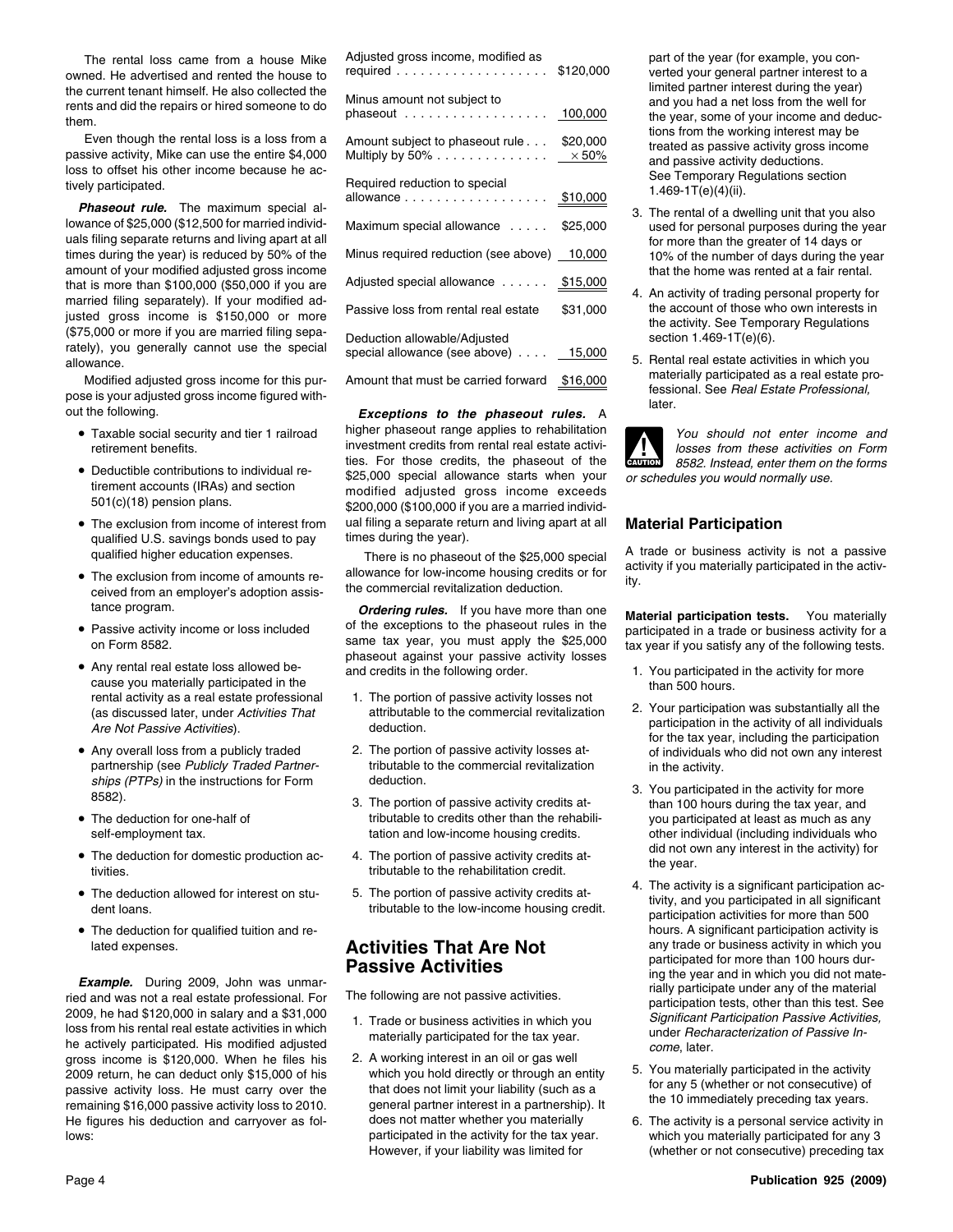The rental loss came from a house Mike owned. He advertised and rented the house to the current tenant himself. He also collected the rents and did the repairs or hired someone to do them.

Even though the rental loss is a loss from a passive activity, Mike can use the entire $4,000 loss to offset his other income because he actively participated.

***Phaseout rule.*** The maximum special allowance of $25,000 ($12,500 for married individuals filing separate returns and living apart at all times during the year) is reduced by 50% of the amount of your modified adjusted gross income that is more than $100,000 ($50,000 if you are married filing separately). If your modified adjusted gross income is $150,000 or more ($75,000 or more if you are married filing separately), you generally cannot use the special allowance.

Modified adjusted gross income for this purpose is your adjusted gross income figured without the following.

- Taxable social security and tier 1 railroad retirement benefits.
- Deductible contributions to individual retirement accounts (IRAs) and section 501(c)(18) pension plans.
- The exclusion from income of interest from qualified U.S. savings bonds used to pay qualified higher education expenses.
- The exclusion from income of amounts received from an employer's adoption assistance program.
- Passive activity income or loss included on Form 8582.
- Any rental real estate loss allowed because you materially participated in the rental activity as a real estate professional (as discussed later, under *Activities That Are Not Passive Activities*).
- Any overall loss from a publicly traded partnership (see *Publicly Traded Partnerships (PTPs)* in the instructions for Form 8582).
- The deduction for one-half of self-employment tax.
- The deduction for domestic production activities.
- The deduction allowed for interest on student loans.
- The deduction for qualified tuition and related expenses.

***Example.*** During 2009, John was unmarried and was not a real estate professional. For 2009, he had $120,000 in salary and a $31,000 loss from his rental real estate activities in which he actively participated. His modified adjusted gross income is $120,000. When he files his 2009 return, he can deduct only $15,000 of his passive activity loss. He must carry over the remaining $16,000 passive activity loss to 2010. He figures his deduction and carryover as follows:

| | |
|---|---|
| Adjusted gross income, modified as required | $120,000 |
| Minus amount not subject to phaseout | 100,000 |
| Amount subject to phaseout rule | $20,000 |
| Multiply by 50% | × 50% |
| Required reduction to special allowance | $10,000 |
| Maximum special allowance | $25,000 |
| Minus required reduction (see above) | 10,000 |
| Adjusted special allowance | $15,000 |
| Passive loss from rental real estate | $31,000 |
| Deduction allowable/Adjusted special allowance (see above) | 15,000 |
| Amount that must be carried forward | $16,000 |

***Exceptions to the phaseout rules.*** A higher phaseout range applies to rehabilitation investment credits from rental real estate activities. For those credits, the phaseout of the $25,000 special allowance starts when your modified adjusted gross income exceeds $200,000 ($100,000 if you are a married individual filing a separate return and living apart at all times during the year).

There is no phaseout of the $25,000 special allowance for low-income housing credits or for the commercial revitalization deduction.

***Ordering rules.*** If you have more than one of the exceptions to the phaseout rules in the same tax year, you must apply the $25,000 phaseout against your passive activity losses and credits in the following order.

1. The portion of passive activity losses not attributable to the commercial revitalization deduction.
2. The portion of passive activity losses attributable to the commercial revitalization deduction.
3. The portion of passive activity credits attributable to credits other than the rehabilitation and low-income housing credits.
4. The portion of passive activity credits attributable to the rehabilitation credit.
5. The portion of passive activity credits attributable to the low-income housing credit.

## Activities That Are Not Passive Activities

The following are not passive activities.

1. Trade or business activities in which you materially participated for the tax year.
2. A working interest in an oil or gas well which you hold directly or through an entity that does not limit your liability (such as a general partner interest in a partnership). It does not matter whether you materially participated in the activity for the tax year. However, if your liability was limited for part of the year (for example, you converted your general partner interest to a limited partner interest during the year) and you had a net loss from the well for the year, some of your income and deductions from the working interest may be treated as passive activity gross income and passive activity deductions. See Temporary Regulations section 1.469-1T(e)(4)(ii).
3. The rental of a dwelling unit that you also used for personal purposes during the year for more than the greater of 14 days or 10% of the number of days during the year that the home was rented at a fair rental.
4. An activity of trading personal property for the account of those who own interests in the activity. See Temporary Regulations section 1.469-1T(e)(6).
5. Rental real estate activities in which you materially participated as a real estate professional. See *Real Estate Professional,* later.

CAUTION: *You should not enter income and losses from these activities on Form 8582. Instead, enter them on the forms or schedules you would normally use.*

## Material Participation

A trade or business activity is not a passive activity if you materially participated in the activity.

**Material participation tests.** You materially participated in a trade or business activity for a tax year if you satisfy any of the following tests.

1. You participated in the activity for more than 500 hours.
2. Your participation was substantially all the participation in the activity of all individuals for the tax year, including the participation of individuals who did not own any interest in the activity.
3. You participated in the activity for more than 100 hours during the tax year, and you participated at least as much as any other individual (including individuals who did not own any interest in the activity) for the year.
4. The activity is a significant participation activity, and you participated in all significant participation activities for more than 500 hours. A significant participation activity is any trade or business activity in which you participated for more than 100 hours during the year and in which you did not materially participate under any of the material participation tests, other than this test. See *Significant Participation Passive Activities,* under *Recharacterization of Passive Income*, later.
5. You materially participated in the activity for any 5 (whether or not consecutive) of the 10 immediately preceding tax years.
6. The activity is a personal service activity in which you materially participated for any 3 (whether or not consecutive) preceding tax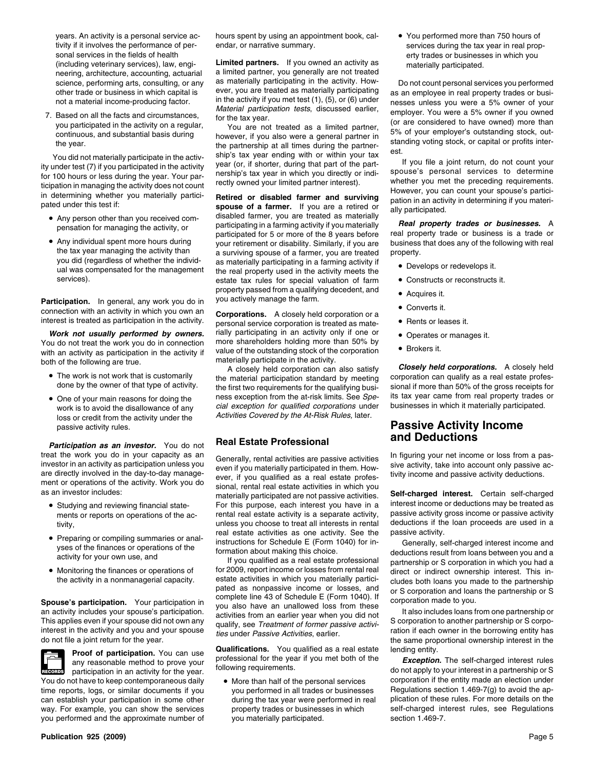years. An activity is a personal service activity if it involves the performance of personal services in the fields of health (including veterinary services), law, engineering, architecture, accounting, actuarial science, performing arts, consulting, or any other trade or business in which capital is not a material income-producing factor.

7. Based on all the facts and circumstances, you participated in the activity on a regular, continuous, and substantial basis during the year.

You did not materially participate in the activity under test (7) if you participated in the activity for 100 hours or less during the year. Your participation in managing the activity does not count in determining whether you materially participated under this test if:

- Any person other than you received compensation for managing the activity, or
- Any individual spent more hours during the tax year managing the activity than you did (regardless of whether the individual was compensated for the management services).

**Participation.** In general, any work you do in connection with an activity in which you own an interest is treated as participation in the activity.

***Work not usually performed by owners.*** You do not treat the work you do in connection with an activity as participation in the activity if both of the following are true.

- The work is not work that is customarily done by the owner of that type of activity.
- One of your main reasons for doing the work is to avoid the disallowance of any loss or credit from the activity under the passive activity rules.

***Participation as an investor.*** You do not treat the work you do in your capacity as an investor in an activity as participation unless you are directly involved in the day-to-day management or operations of the activity. Work you do as an investor includes:

- Studying and reviewing financial statements or reports on operations of the activity,
- Preparing or compiling summaries or analyses of the finances or operations of the activity for your own use, and
- Monitoring the finances or operations of the activity in a nonmanagerial capacity.

**Spouse's participation.** Your participation in an activity includes your spouse's participation. This applies even if your spouse did not own any interest in the activity and you and your spouse do not file a joint return for the year.

**Proof of participation.** You can use any reasonable method to prove your participation in an activity for the year. You do not have to keep contemporaneous daily time reports, logs, or similar documents if you can establish your participation in some other way. For example, you can show the services you performed and the approximate number of hours spent by using an appointment book, calendar, or narrative summary.

**Limited partners.** If you owned an activity as a limited partner, you generally are not treated as materially participating in the activity. However, you are treated as materially participating in the activity if you met test (1), (5), or (6) under *Material participation tests*, discussed earlier, for the tax year.

You are not treated as a limited partner, however, if you also were a general partner in the partnership at all times during the partnership's tax year ending with or within your tax year (or, if shorter, during that part of the partnership's tax year in which you directly or indirectly owned your limited partner interest).

**Retired or disabled farmer and surviving spouse of a farmer.** If you are a retired or disabled farmer, you are treated as materially participating in a farming activity if you materially participated for 5 or more of the 8 years before your retirement or disability. Similarly, if you are a surviving spouse of a farmer, you are treated as materially participating in a farming activity if the real property used in the activity meets the estate tax rules for special valuation of farm property passed from a qualifying decedent, and you actively manage the farm.

**Corporations.** A closely held corporation or a personal service corporation is treated as materially participating in an activity only if one or more shareholders holding more than 50% by value of the outstanding stock of the corporation materially participate in the activity.

A closely held corporation can also satisfy the material participation standard by meeting the first two requirements for the qualifying business exception from the at-risk limits. See *Special exception for qualified corporations* under *Activities Covered by the At-Risk Rules*, later.

## Real Estate Professional

Generally, rental activities are passive activities even if you materially participated in them. However, if you qualified as a real estate professional, rental real estate activities in which you materially participated are not passive activities. For this purpose, each interest you have in a rental real estate activity is a separate activity, unless you choose to treat all interests in rental real estate activities as one activity. See the instructions for Schedule E (Form 1040) for information about making this choice.

If you qualified as a real estate professional for 2009, report income or losses from rental real estate activities in which you materially participated as nonpassive income or losses, and complete line 43 of Schedule E (Form 1040). If you also have an unallowed loss from these activities from an earlier year when you did not qualify, see *Treatment of former passive activities* under *Passive Activities*, earlier.

**Qualifications.** You qualified as a real estate professional for the year if you met both of the following requirements.

- More than half of the personal services you performed in all trades or businesses during the tax year were performed in real property trades or businesses in which you materially participated.
- You performed more than 750 hours of services during the tax year in real property trades or businesses in which you materially participated.

Do not count personal services you performed as an employee in real property trades or businesses unless you were a 5% owner of your employer. You were a 5% owner if you owned (or are considered to have owned) more than 5% of your employer's outstanding stock, outstanding voting stock, or capital or profits interest.

If you file a joint return, do not count your spouse's personal services to determine whether you met the preceding requirements. However, you can count your spouse's participation in an activity in determining if you materially participated.

***Real property trades or businesses.*** A real property trade or business is a trade or business that does any of the following with real property.

- Develops or redevelops it.
- Constructs or reconstructs it.
- Acquires it.
- Converts it.
- Rents or leases it.
- Operates or manages it.
- Brokers it.

***Closely held corporations.*** A closely held corporation can qualify as a real estate professional if more than 50% of the gross receipts for its tax year came from real property trades or businesses in which it materially participated.

# Passive Activity Income and Deductions

In figuring your net income or loss from a passive activity, take into account only passive activity income and passive activity deductions.

**Self-charged interest.** Certain self-charged interest income or deductions may be treated as passive activity gross income or passive activity deductions if the loan proceeds are used in a passive activity.

Generally, self-charged interest income and deductions result from loans between you and a partnership or S corporation in which you had a direct or indirect ownership interest. This includes both loans you made to the partnership or S corporation and loans the partnership or S corporation made to you.

It also includes loans from one partnership or S corporation to another partnership or S corporation if each owner in the borrowing entity has the same proportional ownership interest in the lending entity.

***Exception.*** The self-charged interest rules do not apply to your interest in a partnership or S corporation if the entity made an election under Regulations section 1.469-7(g) to avoid the application of these rules. For more details on the self-charged interest rules, see Regulations section 1.469-7.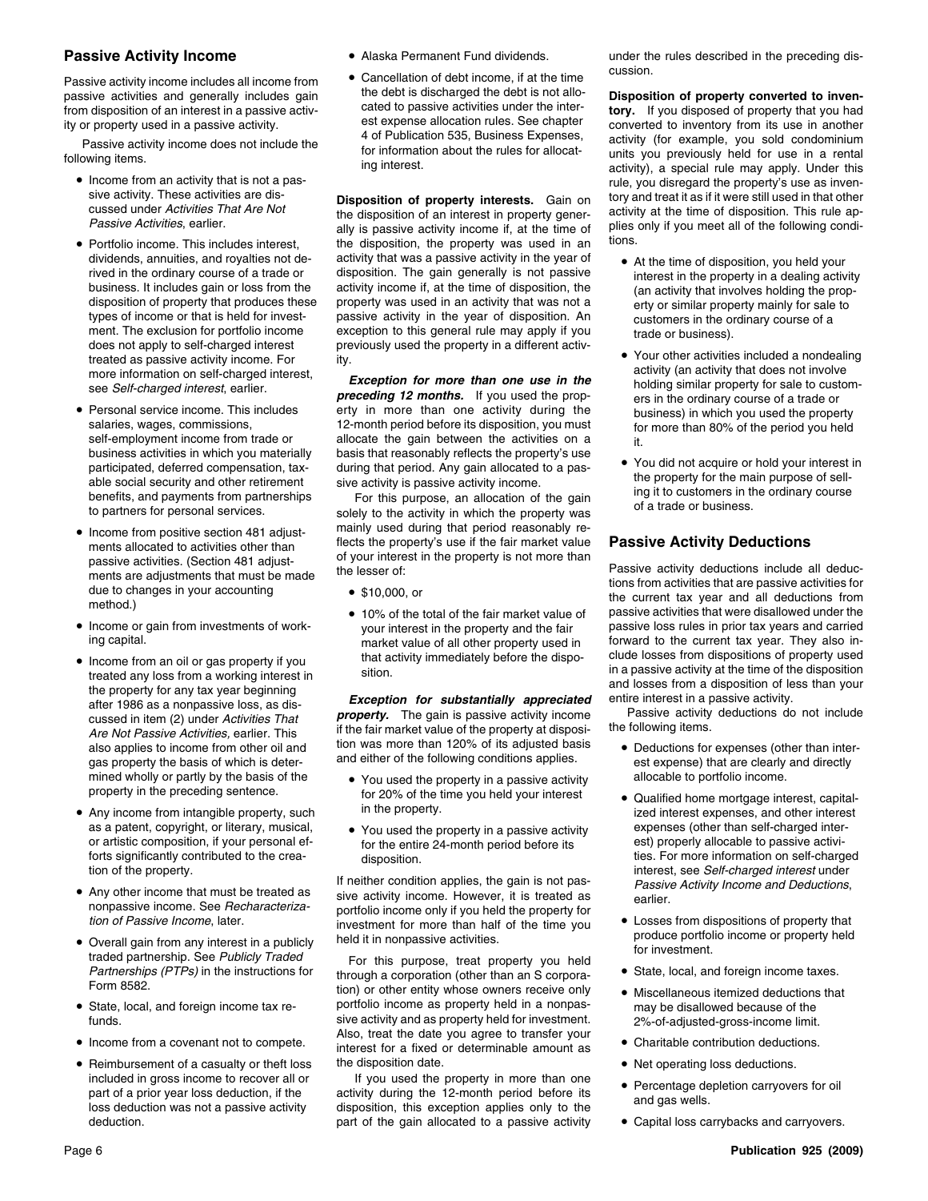## Passive Activity Income

Passive activity income includes all income from passive activities and generally includes gain from disposition of an interest in a passive activity or property used in a passive activity.

Passive activity income does not include the following items.

- Income from an activity that is not a passive activity. These activities are discussed under *Activities That Are Not Passive Activities*, earlier.
- Portfolio income. This includes interest, dividends, annuities, and royalties not derived in the ordinary course of a trade or business. It includes gain or loss from the disposition of property that produces these types of income or that is held for investment. The exclusion for portfolio income does not apply to self-charged interest treated as passive activity income. For more information on self-charged interest, see *Self-charged interest*, earlier.
- Personal service income. This includes salaries, wages, commissions, self-employment income from trade or business activities in which you materially participated, deferred compensation, taxable social security and other retirement benefits, and payments from partnerships to partners for personal services.
- Income from positive section 481 adjustments allocated to activities other than passive activities. (Section 481 adjustments are adjustments that must be made due to changes in your accounting method.)
- Income or gain from investments of working capital.
- Income from an oil or gas property if you treated any loss from a working interest in the property for any tax year beginning after 1986 as a nonpassive loss, as discussed in item (2) under *Activities That Are Not Passive Activities,* earlier. This also applies to income from other oil and gas property the basis of which is determined wholly or partly by the basis of the property in the preceding sentence.
- Any income from intangible property, such as a patent, copyright, or literary, musical, or artistic composition, if your personal efforts significantly contributed to the creation of the property.
- Any other income that must be treated as nonpassive income. See *Recharacterization of Passive Income*, later.
- Overall gain from any interest in a publicly traded partnership. See *Publicly Traded Partnerships (PTPs)* in the instructions for Form 8582.
- State, local, and foreign income tax refunds.
- Income from a covenant not to compete.
- Reimbursement of a casualty or theft loss included in gross income to recover all or part of a prior year loss deduction, if the loss deduction was not a passive activity deduction.
- Alaska Permanent Fund dividends.
- Cancellation of debt income, if at the time the debt is discharged the debt is not allocated to passive activities under the interest expense allocation rules. See chapter 4 of Publication 535, Business Expenses, for information about the rules for allocating interest.

**Disposition of property interests.** Gain on the disposition of an interest in property generally is passive activity income if, at the time of the disposition, the property was used in an activity that was a passive activity in the year of disposition. The gain generally is not passive activity income if, at the time of disposition, the property was used in an activity that was not a passive activity in the year of disposition. An exception to this general rule may apply if you previously used the property in a different activity.

***Exception for more than one use in the preceding 12 months.*** If you used the property in more than one activity during the 12-month period before its disposition, you must allocate the gain between the activities on a basis that reasonably reflects the property's use during that period. Any gain allocated to a passive activity is passive activity income.

For this purpose, an allocation of the gain solely to the activity in which the property was mainly used during that period reasonably reflects the property's use if the fair market value of your interest in the property is not more than the lesser of:

- $10,000, or
- 10% of the total of the fair market value of your interest in the property and the fair market value of all other property used in that activity immediately before the disposition.

***Exception for substantially appreciated property.*** The gain is passive activity income if the fair market value of the property at disposition was more than 120% of its adjusted basis and either of the following conditions applies.

- You used the property in a passive activity for 20% of the time you held your interest in the property.
- You used the property in a passive activity for the entire 24-month period before its disposition.

If neither condition applies, the gain is not passive activity income. However, it is treated as portfolio income only if you held the property for investment for more than half of the time you held it in nonpassive activities.

For this purpose, treat property you held through a corporation (other than an S corporation) or other entity whose owners receive only portfolio income as property held in a nonpassive activity and as property held for investment. Also, treat the date you agree to transfer your interest for a fixed or determinable amount as the disposition date.

If you used the property in more than one activity during the 12-month period before its disposition, this exception applies only to the part of the gain allocated to a passive activity under the rules described in the preceding discussion.

**Disposition of property converted to inventory.** If you disposed of property that you had converted to inventory from its use in another activity (for example, you sold condominium units you previously held for use in a rental activity), a special rule may apply. Under this rule, you disregard the property's use as inventory and treat it as if it were still used in that other activity at the time of disposition. This rule applies only if you meet all of the following conditions.

- At the time of disposition, you held your interest in the property in a dealing activity (an activity that involves holding the property or similar property mainly for sale to customers in the ordinary course of a trade or business).
- Your other activities included a nondealing activity (an activity that does not involve holding similar property for sale to customers in the ordinary course of a trade or business) in which you used the property for more than 80% of the period you held it.
- You did not acquire or hold your interest in the property for the main purpose of selling it to customers in the ordinary course of a trade or business.

## Passive Activity Deductions

Passive activity deductions include all deductions from activities that are passive activities for the current tax year and all deductions from passive activities that were disallowed under the passive loss rules in prior tax years and carried forward to the current tax year. They also include losses from dispositions of property used in a passive activity at the time of the disposition and losses from a disposition of less than your entire interest in a passive activity.

Passive activity deductions do not include the following items.

- Deductions for expenses (other than interest expense) that are clearly and directly allocable to portfolio income.
- Qualified home mortgage interest, capitalized interest expenses, and other interest expenses (other than self-charged interest) properly allocable to passive activities. For more information on self-charged interest, see *Self-charged interest* under *Passive Activity Income and Deductions*, earlier.
- Losses from dispositions of property that produce portfolio income or property held for investment.
- State, local, and foreign income taxes.
- Miscellaneous itemized deductions that may be disallowed because of the 2%-of-adjusted-gross-income limit.
- Charitable contribution deductions.
- Net operating loss deductions.
- Percentage depletion carryovers for oil and gas wells.
- Capital loss carrybacks and carryovers.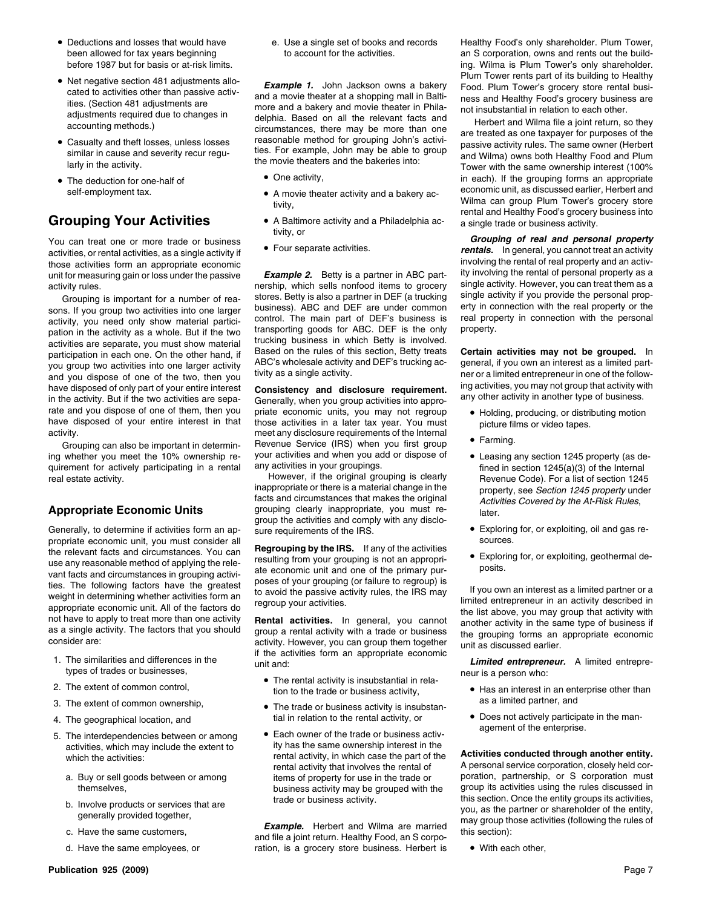- Deductions and losses that would have been allowed for tax years beginning before 1987 but for basis or at-risk limits.
- Net negative section 481 adjustments allocated to activities other than passive activities. (Section 481 adjustments are adjustments required due to changes in accounting methods.)
- Casualty and theft losses, unless losses similar in cause and severity recur regularly in the activity.
- The deduction for one-half of self-employment tax.

## Grouping Your Activities

You can treat one or more trade or business activities, or rental activities, as a single activity if those activities form an appropriate economic unit for measuring gain or loss under the passive activity rules.

Grouping is important for a number of reasons. If you group two activities into one larger activity, you need only show material participation in the activity as a whole. But if the two activities are separate, you must show material participation in each one. On the other hand, if you group two activities into one larger activity and you dispose of one of the two, then you have disposed of only part of your entire interest in the activity. But if the two activities are separate and you dispose of one of them, then you have disposed of your entire interest in that activity.

Grouping can also be important in determining whether you meet the 10% ownership requirement for actively participating in a rental real estate activity.

## Appropriate Economic Units

Generally, to determine if activities form an appropriate economic unit, you must consider all the relevant facts and circumstances. You can use any reasonable method of applying the relevant facts and circumstances in grouping activities. The following factors have the greatest weight in determining whether activities form an appropriate economic unit. All of the factors do not have to apply to treat more than one activity as a single activity. The factors that you should consider are:

1. The similarities and differences in the types of trades or businesses,
2. The extent of common control,
3. The extent of common ownership,
4. The geographical location, and
5. The interdependencies between or among activities, which may include the extent to which the activities:
   a. Buy or sell goods between or among themselves,
   b. Involve products or services that are generally provided together,
   c. Have the same customers,
   d. Have the same employees, or
   e. Use a single set of books and records to account for the activities.

***Example 1.*** John Jackson owns a bakery and a movie theater at a shopping mall in Baltimore and a bakery and movie theater in Philadelphia. Based on all the relevant facts and circumstances, there may be more than one reasonable method for grouping John's activities. For example, John may be able to group the movie theaters and the bakeries into:

- One activity,
- A movie theater activity and a bakery activity,
- A Baltimore activity and a Philadelphia activity, or
- Four separate activities.

***Example 2.*** Betty is a partner in ABC partnership, which sells nonfood items to grocery stores. Betty is also a partner in DEF (a trucking business). ABC and DEF are under common control. The main part of DEF's business is transporting goods for ABC. DEF is the only trucking business in which Betty is involved. Based on the rules of this section, Betty treats ABC's wholesale activity and DEF's trucking activity as a single activity.

**Consistency and disclosure requirement.** Generally, when you group activities into appropriate economic units, you may not regroup those activities in a later tax year. You must meet any disclosure requirements of the Internal Revenue Service (IRS) when you first group your activities and when you add or dispose of any activities in your groupings.

However, if the original grouping is clearly inappropriate or there is a material change in the facts and circumstances that makes the original grouping clearly inappropriate, you must regroup the activities and comply with any disclosure requirements of the IRS.

**Regrouping by the IRS.** If any of the activities resulting from your grouping is not an appropriate economic unit and one of the primary purposes of your grouping (or failure to regroup) is to avoid the passive activity rules, the IRS may regroup your activities.

**Rental activities.** In general, you cannot group a rental activity with a trade or business activity. However, you can group them together if the activities form an appropriate economic unit and:

- The rental activity is insubstantial in relation to the trade or business activity,
- The trade or business activity is insubstantial in relation to the rental activity, or
- Each owner of the trade or business activity has the same ownership interest in the rental activity, in which case the part of the rental activity that involves the rental of items of property for use in the trade or business activity may be grouped with the trade or business activity.

***Example.*** Herbert and Wilma are married and file a joint return. Healthy Food, an S corporation, is a grocery store business. Herbert is Healthy Food's only shareholder. Plum Tower, an S corporation, owns and rents out the building. Wilma is Plum Tower's only shareholder. Plum Tower rents part of its building to Healthy Food. Plum Tower's grocery store rental business and Healthy Food's grocery business are not insubstantial in relation to each other.

Herbert and Wilma file a joint return, so they are treated as one taxpayer for purposes of the passive activity rules. The same owner (Herbert and Wilma) owns both Healthy Food and Plum Tower with the same ownership interest (100% in each). If the grouping forms an appropriate economic unit, as discussed earlier, Herbert and Wilma can group Plum Tower's grocery store rental and Healthy Food's grocery business into a single trade or business activity.

***Grouping of real and personal property rentals.*** In general, you cannot treat an activity involving the rental of real property and an activity involving the rental of personal property as a single activity. However, you can treat them as a single activity if you provide the personal property in connection with the real property or the real property in connection with the personal property.

**Certain activities may not be grouped.** In general, if you own an interest as a limited partner or a limited entrepreneur in one of the following activities, you may not group that activity with any other activity in another type of business.

- Holding, producing, or distributing motion picture films or video tapes.
- Farming.
- Leasing any section 1245 property (as defined in section 1245(a)(3) of the Internal Revenue Code). For a list of section 1245 property, see *Section 1245 property* under *Activities Covered by the At-Risk Rules*, later.
- Exploring for, or exploiting, oil and gas resources.
- Exploring for, or exploiting, geothermal deposits.

If you own an interest as a limited partner or a limited entrepreneur in an activity described in the list above, you may group that activity with another activity in the same type of business if the grouping forms an appropriate economic unit as discussed earlier.

***Limited entrepreneur.*** A limited entrepreneur is a person who:

- Has an interest in an enterprise other than as a limited partner, and
- Does not actively participate in the management of the enterprise.

**Activities conducted through another entity.** A personal service corporation, closely held corporation, partnership, or S corporation must group its activities using the rules discussed in this section. Once the entity groups its activities, you, as the partner or shareholder of the entity, may group those activities (following the rules of this section):

- With each other,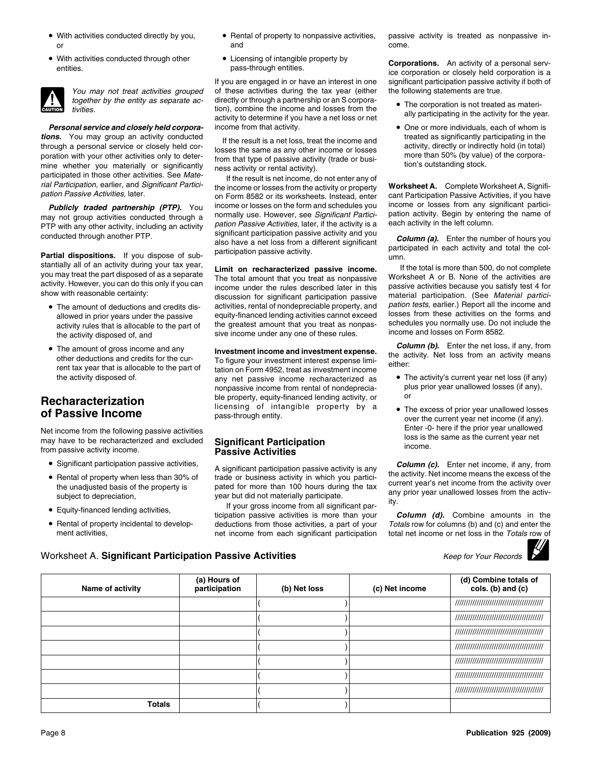- With activities conducted directly by you, or
- With activities conducted through other entities.

**CAUTION:** *You may not treat activities grouped together by the entity as separate activities.*

***Personal service and closely held corporations.*** You may group an activity conducted through a personal service or closely held corporation with your other activities only to determine whether you materially or significantly participated in those other activities. See *Material Participation,* earlier, and *Significant Participation Passive Activities,* later.

***Publicly traded partnership (PTP).*** You may not group activities conducted through a PTP with any other activity, including an activity conducted through another PTP.

**Partial dispositions.** If you dispose of substantially all of an activity during your tax year, you may treat the part disposed of as a separate activity. However, you can do this only if you can show with reasonable certainty:

- The amount of deductions and credits disallowed in prior years under the passive activity rules that is allocable to the part of the activity disposed of, and
- The amount of gross income and any other deductions and credits for the current tax year that is allocable to the part of the activity disposed of.

## Recharacterization of Passive Income

Net income from the following passive activities may have to be recharacterized and excluded from passive activity income.

- Significant participation passive activities,
- Rental of property when less than 30% of the unadjusted basis of the property is subject to depreciation,
- Equity-financed lending activities,
- Rental of property incidental to development activities,
- Rental of property to nonpassive activities, and
- Licensing of intangible property by pass-through entities.

If you are engaged in or have an interest in one of these activities during the tax year (either directly or through a partnership or an S corporation), combine the income and losses from the activity to determine if you have a net loss or net income from that activity.

If the result is a net loss, treat the income and losses the same as any other income or losses from that type of passive activity (trade or business activity or rental activity).

If the result is net income, do not enter any of the income or losses from the activity or property on Form 8582 or its worksheets. Instead, enter income or losses on the form and schedules you normally use. However, see *Significant Participation Passive Activities,* later, if the activity is a significant participation passive activity and you also have a net loss from a different significant participation passive activity.

**Limit on recharacterized passive income.** The total amount that you treat as nonpassive income under the rules described later in this discussion for significant participation passive activities, rental of nondepreciable property, and equity-financed lending activities cannot exceed the greatest amount that you treat as nonpassive income under any one of these rules.

**Investment income and investment expense.** To figure your investment interest expense limitation on Form 4952, treat as investment income any net passive income recharacterized as nonpassive income from rental of nondepreciable property, equity-financed lending activity, or licensing of intangible property by a pass-through entity.

## Significant Participation Passive Activities

A significant participation passive activity is any trade or business activity in which you participated for more than 100 hours during the tax year but did not materially participate.

If your gross income from all significant participation passive activities is more than your deductions from those activities, a part of your net income from each significant participation passive activity is treated as nonpassive income.

**Corporations.** An activity of a personal service corporation or closely held corporation is a significant participation passive activity if both of the following statements are true.

- The corporation is not treated as materially participating in the activity for the year.
- One or more individuals, each of whom is treated as significantly participating in the activity, directly or indirectly hold (in total) more than 50% (by value) of the corporation's outstanding stock.

**Worksheet A.** Complete Worksheet A, Significant Participation Passive Activities, if you have income or losses from any significant participation activity. Begin by entering the name of each activity in the left column.

***Column (a).*** Enter the number of hours you participated in each activity and total the column.

If the total is more than 500, do not complete Worksheet A or B. None of the activities are passive activities because you satisfy test 4 for material participation. (See *Material participation tests,* earlier.) Report all the income and losses from these activities on the forms and schedules you normally use. Do not include the income and losses on Form 8582.

***Column (b).*** Enter the net loss, if any, from the activity. Net loss from an activity means either:

- The activity's current year net loss (if any) plus prior year unallowed losses (if any), or
- The excess of prior year unallowed losses over the current year net income (if any). Enter -0- here if the prior year unallowed loss is the same as the current year net income.

***Column (c).*** Enter net income, if any, from the activity. Net income means the excess of the current year's net income from the activity over any prior year unallowed losses from the activity.

***Column (d).*** Combine amounts in the *Totals* row for columns (b) and (c) and enter the total net income or net loss in the *Totals* row of

### Worksheet A. Significant Participation Passive Activities

*Keep for Your Records*

| Name of activity | (a) Hours of participation | (b) Net loss | (c) Net income | (d) Combine totals of cols. (b) and (c) |
|---|---|---|---|---|
| | | ( ) | | ////////// |
| | | ( ) | | ////////// |
| | | ( ) | | ////////// |
| | | ( ) | | ////////// |
| | | ( ) | | ////////// |
| | | ( ) | | ////////// |
| | | ( ) | | ////////// |
| **Totals** | | ( ) | | |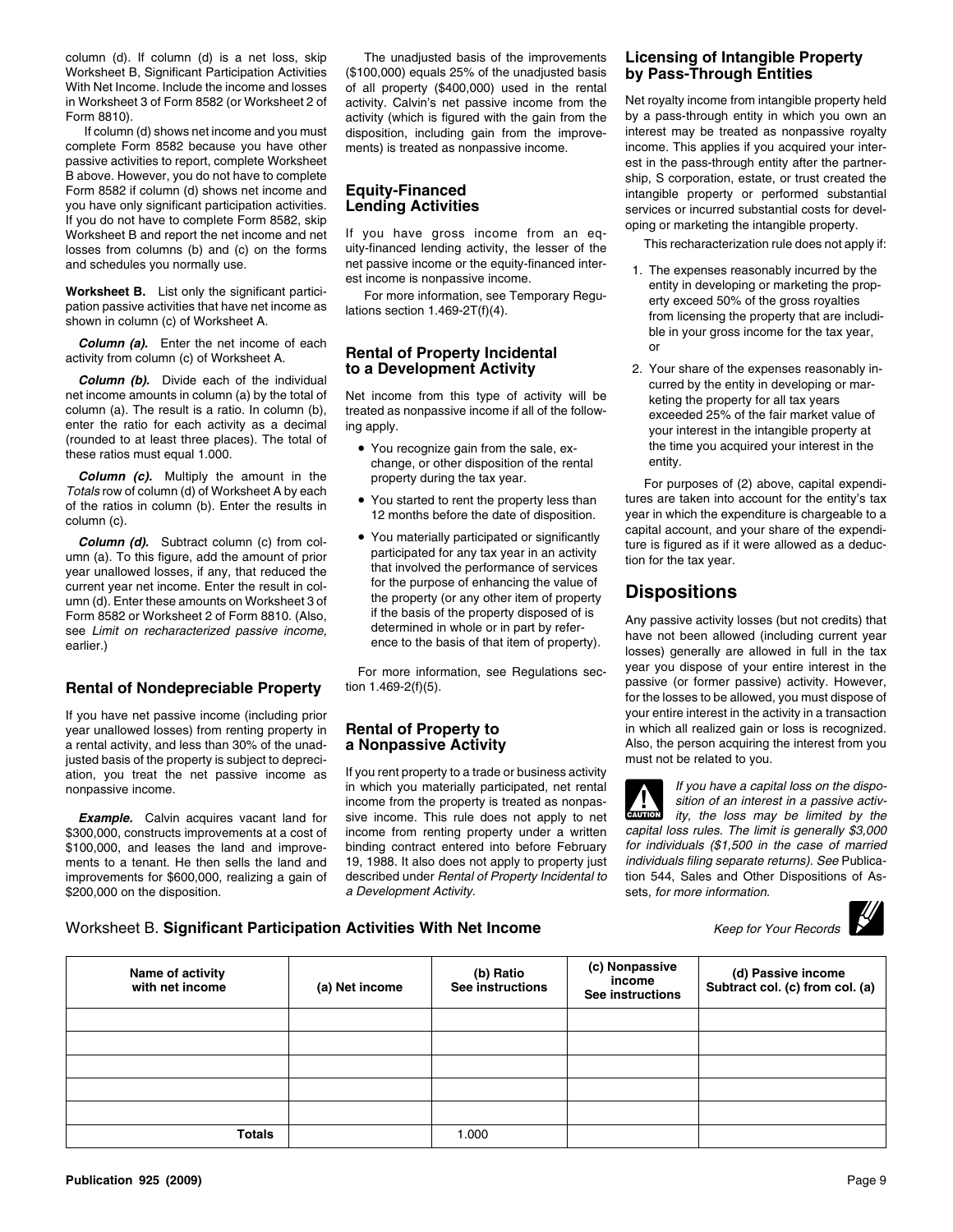column (d). If column (d) is a net loss, skip Worksheet B, Significant Participation Activities With Net Income. Include the income and losses in Worksheet 3 of Form 8582 (or Worksheet 2 of Form 8810).

If column (d) shows net income and you must complete Form 8582 because you have other passive activities to report, complete Worksheet B above. However, you do not have to complete Form 8582 if column (d) shows net income and you have only significant participation activities. If you do not have to complete Form 8582, skip Worksheet B and report the net income and net losses from columns (b) and (c) on the forms and schedules you normally use.

**Worksheet B.** List only the significant participation passive activities that have net income as shown in column (c) of Worksheet A.

***Column (a).*** Enter the net income of each activity from column (c) of Worksheet A.

***Column (b).*** Divide each of the individual net income amounts in column (a) by the total of column (a). The result is a ratio. In column (b), enter the ratio for each activity as a decimal (rounded to at least three places). The total of these ratios must equal 1.000.

***Column (c).*** Multiply the amount in the *Totals* row of column (d) of Worksheet A by each of the ratios in column (b). Enter the results in column (c).

***Column (d).*** Subtract column (c) from column (a). To this figure, add the amount of prior year unallowed losses, if any, that reduced the current year net income. Enter the result in column (d). Enter these amounts on Worksheet 3 of Form 8582 or Worksheet 2 of Form 8810. (Also, see *Limit on recharacterized passive income,* earlier.)

## Rental of Nondepreciable Property

If you have net passive income (including prior year unallowed losses) from renting property in a rental activity, and less than 30% of the unadjusted basis of the property is subject to depreciation, you treat the net passive income as nonpassive income.

***Example.*** Calvin acquires vacant land for $300,000, constructs improvements at a cost of $100,000, and leases the land and improvements to a tenant. He then sells the land and improvements for $600,000, realizing a gain of $200,000 on the disposition.

The unadjusted basis of the improvements ($100,000) equals 25% of the unadjusted basis of all property ($400,000) used in the rental activity. Calvin's net passive income from the activity (which is figured with the gain from the disposition, including gain from the improvements) is treated as nonpassive income.

## Equity-Financed Lending Activities

If you have gross income from an equity-financed lending activity, the lesser of the net passive income or the equity-financed interest income is nonpassive income.

For more information, see Temporary Regulations section 1.469-2T(f)(4).

## Rental of Property Incidental to a Development Activity

Net income from this type of activity will be treated as nonpassive income if all of the following apply.

- You recognize gain from the sale, exchange, or other disposition of the rental property during the tax year.
- You started to rent the property less than 12 months before the date of disposition.
- You materially participated or significantly participated for any tax year in an activity that involved the performance of services for the purpose of enhancing the value of the property (or any other item of property if the basis of the property disposed of is determined in whole or in part by reference to the basis of that item of property).

For more information, see Regulations section 1.469-2(f)(5).

## Rental of Property to a Nonpassive Activity

If you rent property to a trade or business activity in which you materially participated, net rental income from the property is treated as nonpassive income. This rule does not apply to net income from renting property under a written binding contract entered into before February 19, 1988. It also does not apply to property just described under *Rental of Property Incidental to a Development Activity.*

## Licensing of Intangible Property by Pass-Through Entities

Net royalty income from intangible property held by a pass-through entity in which you own an interest may be treated as nonpassive royalty income. This applies if you acquired your interest in the pass-through entity after the partnership, S corporation, estate, or trust created the intangible property or performed substantial services or incurred substantial costs for developing or marketing the intangible property.

This recharacterization rule does not apply if:

1. The expenses reasonably incurred by the entity in developing or marketing the property exceed 50% of the gross royalties from licensing the property that are includible in your gross income for the tax year, or
2. Your share of the expenses reasonably incurred by the entity in developing or marketing the property for all tax years exceeded 25% of the fair market value of your interest in the intangible property at the time you acquired your interest in the entity.

For purposes of (2) above, capital expenditures are taken into account for the entity's tax year in which the expenditure is chargeable to a capital account, and your share of the expenditure is figured as if it were allowed as a deduction for the tax year.

## Dispositions

Any passive activity losses (but not credits) that have not been allowed (including current year losses) generally are allowed in full in the tax year you dispose of your entire interest in the passive (or former passive) activity. However, for the losses to be allowed, you must dispose of your entire interest in the activity in a transaction in which all realized gain or loss is recognized. Also, the person acquiring the interest from you must not be related to you.

**CAUTION:** *If you have a capital loss on the disposition of an interest in a passive activity, the loss may be limited by the capital loss rules. The limit is generally $3,000 for individuals ($1,500 in the case of married individuals filing separate returns). See Publication 544, Sales and Other Dispositions of Assets, for more information.*

### Worksheet B. Significant Participation Activities With Net Income

*Keep for Your Records*

| Name of activity with net income | (a) Net income | (b) Ratio See instructions | (c) Nonpassive income See instructions | (d) Passive income Subtract col. (c) from col. (a) |
|---|---|---|---|---|
| | | | | |
| | | | | |
| | | | | |
| | | | | |
| | | | | |
| **Totals** | | 1.000 | | |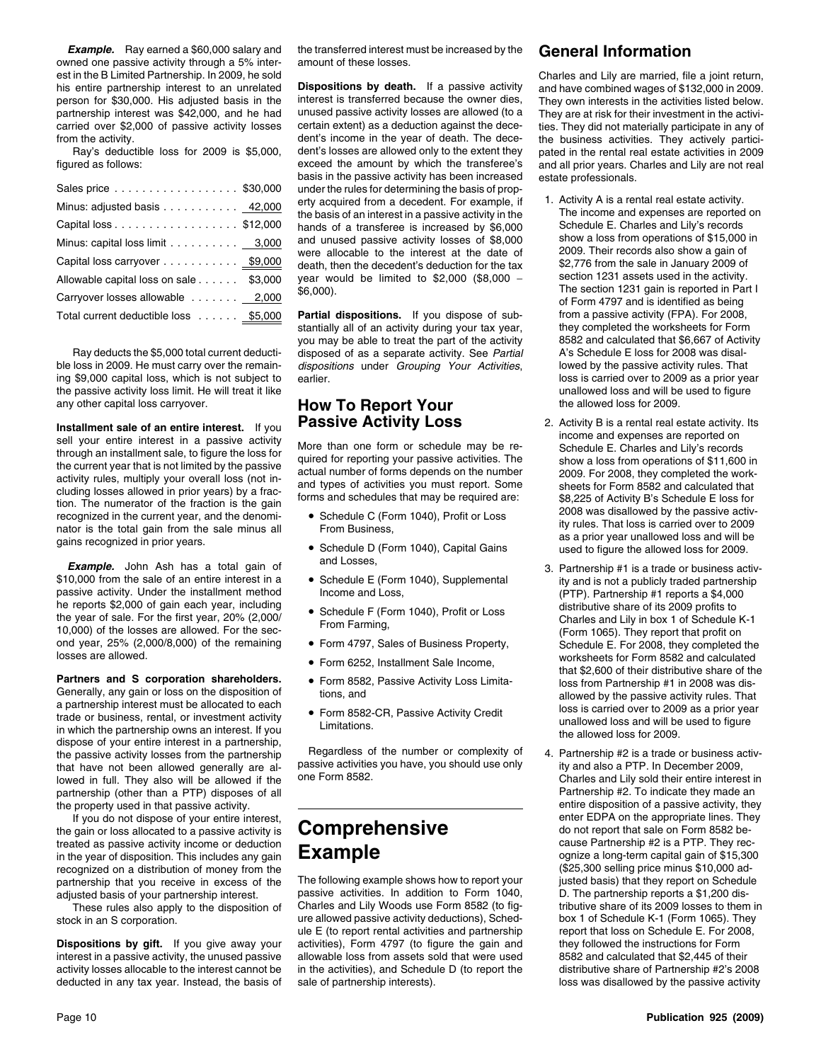***Example.*** Ray earned a $60,000 salary and owned one passive activity through a 5% interest in the B Limited Partnership. In 2009, he sold his entire partnership interest to an unrelated person for $30,000. His adjusted basis in the partnership interest was $42,000, and he had carried over $2,000 of passive activity losses from the activity.

Ray's deductible loss for 2009 is $5,000, figured as follows:

| | |
|---|---|
| Sales price | $30,000 |
| Minus: adjusted basis | 42,000 |
| Capital loss | $12,000 |
| Minus: capital loss limit | 3,000 |
| Capital loss carryover | $9,000 |
| Allowable capital loss on sale | $3,000 |
| Carryover losses allowable | 2,000 |
| Total current deductible loss | $5,000 |

Ray deducts the $5,000 total current deductible loss in 2009. He must carry over the remaining $9,000 capital loss, which is not subject to the passive activity loss limit. He will treat it like any other capital loss carryover.

**Installment sale of an entire interest.** If you sell your entire interest in a passive activity through an installment sale, to figure the loss for the current year that is not limited by the passive activity rules, multiply your overall loss (not including losses allowed in prior years) by a fraction. The numerator of the fraction is the gain recognized in the current year, and the denominator is the total gain from the sale minus all gains recognized in prior years.

***Example.*** John Ash has a total gain of $10,000 from the sale of an entire interest in a passive activity. Under the installment method he reports $2,000 of gain each year, including the year of sale. For the first year, 20% (2,000/10,000) of the losses are allowed. For the second year, 25% (2,000/8,000) of the remaining losses are allowed.

**Partners and S corporation shareholders.** Generally, any gain or loss on the disposition of a partnership interest must be allocated to each trade or business, rental, or investment activity in which the partnership owns an interest. If you dispose of your entire interest in a partnership, the passive activity losses from the partnership that have not been allowed generally are allowed in full. They also will be allowed if the partnership (other than a PTP) disposes of all the property used in that passive activity.

If you do not dispose of your entire interest, the gain or loss allocated to a passive activity is treated as passive activity income or deduction in the year of disposition. This includes any gain recognized on a distribution of money from the partnership that you receive in excess of the adjusted basis of your partnership interest.

These rules also apply to the disposition of stock in an S corporation.

**Dispositions by gift.** If you give away your interest in a passive activity, the unused passive activity losses allocable to the interest cannot be deducted in any tax year. Instead, the basis of the transferred interest must be increased by the amount of these losses.

**Dispositions by death.** If a passive activity interest is transferred because the owner dies, unused passive activity losses are allowed (to a certain extent) as a deduction against the decedent's income in the year of death. The decedent's losses are allowed only to the extent they exceed the amount by which the transferee's basis in the passive activity has been increased under the rules for determining the basis of property acquired from a decedent. For example, if the basis of an interest in a passive activity in the hands of a transferee is increased by $6,000 and unused passive activity losses of $8,000 were allocable to the interest at the date of death, then the decedent's deduction for the tax year would be limited to $2,000 ($8,000 − $6,000).

**Partial dispositions.** If you dispose of substantially all of an activity during your tax year, you may be able to treat the part of the activity disposed of as a separate activity. See *Partial dispositions* under *Grouping Your Activities*, earlier.

## How To Report Your Passive Activity Loss

More than one form or schedule may be required for reporting your passive activities. The actual number of forms depends on the number and types of activities you must report. Some forms and schedules that may be required are:

- Schedule C (Form 1040), Profit or Loss From Business,
- Schedule D (Form 1040), Capital Gains and Losses,
- Schedule E (Form 1040), Supplemental Income and Loss,
- Schedule F (Form 1040), Profit or Loss From Farming,
- Form 4797, Sales of Business Property,
- Form 6252, Installment Sale Income,
- Form 8582, Passive Activity Loss Limitations, and
- Form 8582-CR, Passive Activity Credit Limitations.

Regardless of the number or complexity of passive activities you have, you should use only one Form 8582.

# Comprehensive Example

The following example shows how to report your passive activities. In addition to Form 1040, Charles and Lily Woods use Form 8582 (to figure allowed passive activity deductions), Schedule E (to report rental activities and partnership activities), Form 4797 (to figure the gain and allowable loss from assets sold that were used in the activities), and Schedule D (to report the sale of partnership interests).

## General Information

Charles and Lily are married, file a joint return, and have combined wages of $132,000 in 2009. They own interests in the activities listed below. They are at risk for their investment in the activities. They did not materially participate in any of the business activities. They actively participated in the rental real estate activities in 2009 and all prior years. Charles and Lily are not real estate professionals.

1. Activity A is a rental real estate activity. The income and expenses are reported on Schedule E. Charles and Lily's records show a loss from operations of $15,000 in 2009. Their records also show a gain of $2,776 from the sale in January 2009 of section 1231 assets used in the activity. The section 1231 gain is reported in Part I of Form 4797 and is identified as being from a passive activity (FPA). For 2008, they completed the worksheets for Form 8582 and calculated that $6,667 of Activity A's Schedule E loss for 2008 was disallowed by the passive activity rules. That loss is carried over to 2009 as a prior year unallowed loss and will be used to figure the allowed loss for 2009.
2. Activity B is a rental real estate activity. Its income and expenses are reported on Schedule E. Charles and Lily's records show a loss from operations of $11,600 in 2009. For 2008, they completed the worksheets for Form 8582 and calculated that $8,225 of Activity B's Schedule E loss for 2008 was disallowed by the passive activity rules. That loss is carried over to 2009 as a prior year unallowed loss and will be used to figure the allowed loss for 2009.
3. Partnership #1 is a trade or business activity and is not a publicly traded partnership (PTP). Partnership #1 reports a $4,000 distributive share of its 2009 profits to Charles and Lily in box 1 of Schedule K-1 (Form 1065). They report that profit on Schedule E. For 2008, they completed the worksheets for Form 8582 and calculated that $2,600 of their distributive share of the loss from Partnership #1 in 2008 was disallowed by the passive activity rules. That loss is carried over to 2009 as a prior year unallowed loss and will be used to figure the allowed loss for 2009.
4. Partnership #2 is a trade or business activity and also a PTP. In December 2009, Charles and Lily sold their entire interest in Partnership #2. To indicate they made an entire disposition of a passive activity, they enter EDPA on the appropriate lines. They do not report that sale on Form 8582 because Partnership #2 is a PTP. They recognize a long-term capital gain of $15,300 ($25,300 selling price minus $10,000 adjusted basis) that they report on Schedule D. The partnership reports a $1,200 distributive share of its 2009 losses to them in box 1 of Schedule K-1 (Form 1065). They report that loss on Schedule E. For 2008, they followed the instructions for Form 8582 and calculated that $2,445 of their distributive share of Partnership #2's 2008 loss was disallowed by the passive activity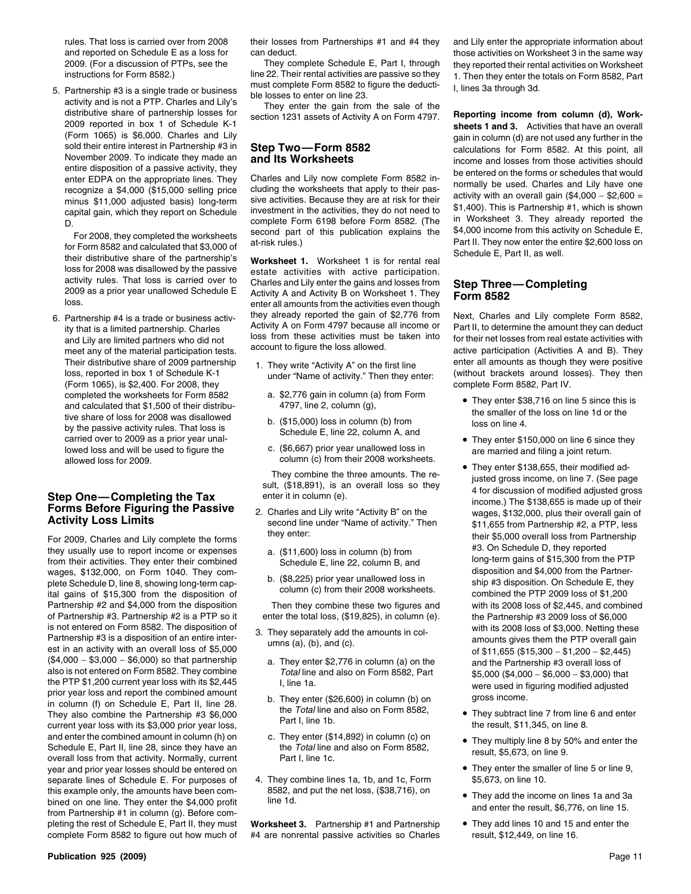rules. That loss is carried over from 2008 and reported on Schedule E as a loss for 2009. (For a discussion of PTPs, see the instructions for Form 8582.)

5. Partnership #3 is a single trade or business activity and is not a PTP. Charles and Lily's distributive share of partnership losses for 2009 reported in box 1 of Schedule K-1 (Form 1065) is $6,000. Charles and Lily sold their entire interest in Partnership #3 in November 2009. To indicate they made an entire disposition of a passive activity, they enter EDPA on the appropriate lines. They recognize a $4,000 ($15,000 selling price minus $11,000 adjusted basis) long-term capital gain, which they report on Schedule D.

   For 2008, they completed the worksheets for Form 8582 and calculated that $3,000 of their distributive share of the partnership's loss for 2008 was disallowed by the passive activity rules. That loss is carried over to 2009 as a prior year unallowed Schedule E loss.

6. Partnership #4 is a trade or business activity that is a limited partnership. Charles and Lily are limited partners who did not meet any of the material participation tests. Their distributive share of 2009 partnership loss, reported in box 1 of Schedule K-1 (Form 1065), is $2,400. For 2008, they completed the worksheets for Form 8582 and calculated that $1,500 of their distributive share of loss for 2008 was disallowed by the passive activity rules. That loss is carried over to 2009 as a prior year unallowed loss and will be used to figure the allowed loss for 2009.

## Step One—Completing the Tax Forms Before Figuring the Passive Activity Loss Limits

For 2009, Charles and Lily complete the forms they usually use to report income or expenses from their activities. They enter their combined wages, $132,000, on Form 1040. They complete Schedule D, line 8, showing long-term capital gains of $15,300 from the disposition of Partnership #2 and $4,000 from the disposition of Partnership #3. Partnership #2 is a PTP so it is not entered on Form 8582. The disposition of Partnership #3 is a disposition of an entire interest in an activity with an overall loss of $5,000 ($4,000 − $3,000 − $6,000) so that partnership also is not entered on Form 8582. They combine the PTP $1,200 current year loss with its $2,445 prior year loss and report the combined amount in column (f) on Schedule E, Part II, line 28. They also combine the Partnership #3 $6,000 current year loss with its $3,000 prior year loss, and enter the combined amount in column (h) on Schedule E, Part II, line 28, since they have an overall loss from that activity. Normally, current year and prior year losses should be entered on separate lines of Schedule E. For purposes of this example only, the amounts have been combined on one line. They enter the $4,000 profit from Partnership #1 in column (g). Before completing the rest of Schedule E, Part II, they must complete Form 8582 to figure out how much of their losses from Partnerships #1 and #4 they can deduct.

They complete Schedule E, Part I, through line 22. Their rental activities are passive so they must complete Form 8582 to figure the deductible losses to enter on line 23.

They enter the gain from the sale of the section 1231 assets of Activity A on Form 4797.

## Step Two—Form 8582 and Its Worksheets

Charles and Lily now complete Form 8582 including the worksheets that apply to their passive activities. Because they are at risk for their investment in the activities, they do not need to complete Form 6198 before Form 8582. (The second part of this publication explains the at-risk rules.)

**Worksheet 1.** Worksheet 1 is for rental real estate activities with active participation. Charles and Lily enter the gains and losses from Activity A and Activity B on Worksheet 1. They enter all amounts from the activities even though they already reported the gain of $2,776 from Activity A on Form 4797 because all income or loss from these activities must be taken into account to figure the loss allowed.

1. They write "Activity A" on the first line under "Name of activity." Then they enter:
   a. $2,776 gain in column (a) from Form 4797, line 2, column (g),
   b. ($15,000) loss in column (b) from Schedule E, line 22, column A, and
   c. ($6,667) prior year unallowed loss in column (c) from their 2008 worksheets.

   They combine the three amounts. The result, ($18,891), is an overall loss so they enter it in column (e).

2. Charles and Lily write "Activity B" on the second line under "Name of activity." Then they enter:
   a. ($11,600) loss in column (b) from Schedule E, line 22, column B, and
   b. ($8,225) prior year unallowed loss in column (c) from their 2008 worksheets.

   Then they combine these two figures and enter the total loss, ($19,825), in column (e).

3. They separately add the amounts in columns (a), (b), and (c).
   a. They enter $2,776 in column (a) on the *Total* line and also on Form 8582, Part I, line 1a.
   b. They enter ($26,600) in column (b) on the *Total* line and also on Form 8582, Part I, line 1b.
   c. They enter ($14,892) in column (c) on the *Total* line and also on Form 8582, Part I, line 1c.

4. They combine lines 1a, 1b, and 1c, Form 8582, and put the net loss, ($38,716), on line 1d.

**Worksheet 3.** Partnership #1 and Partnership #4 are nonrental passive activities so Charles and Lily enter the appropriate information about those activities on Worksheet 3 in the same way they reported their rental activities on Worksheet 1. Then they enter the totals on Form 8582, Part I, lines 3a through 3d.

**Reporting income from column (d), Worksheets 1 and 3.** Activities that have an overall gain in column (d) are not used any further in the calculations for Form 8582. At this point, all income and losses from those activities should be entered on the forms or schedules that would normally be used. Charles and Lily have one activity with an overall gain ($4,000 − $2,600 = $1,400). This is Partnership #1, which is shown in Worksheet 3. They already reported the $4,000 income from this activity on Schedule E, Part II. They now enter the entire $2,600 loss on Schedule E, Part II, as well.

## Step Three—Completing Form 8582

Next, Charles and Lily complete Form 8582, Part II, to determine the amount they can deduct for their net losses from real estate activities with active participation (Activities A and B). They enter all amounts as though they were positive (without brackets around losses). They then complete Form 8582, Part IV.

- They enter $38,716 on line 5 since this is the smaller of the loss on line 1d or the loss on line 4.
- They enter $150,000 on line 6 since they are married and filing a joint return.
- They enter $138,655, their modified adjusted gross income, on line 7. (See page 4 for discussion of modified adjusted gross income.) The $138,655 is made up of their wages, $132,000, plus their overall gain of $11,655 from Partnership #2, a PTP, less their $5,000 overall loss from Partnership #3. On Schedule D, they reported long-term gains of $15,300 from the PTP disposition and $4,000 from the Partnership #3 disposition. On Schedule E, they combined the PTP 2009 loss of $1,200 with its 2008 loss of $2,445, and combined the Partnership #3 2009 loss of $6,000 with its 2008 loss of $3,000. Netting these amounts gives them the PTP overall gain of $11,655 ($15,300 − $1,200 − $2,445) and the Partnership #3 overall loss of $5,000 ($4,000 − $6,000 − $3,000) that were used in figuring modified adjusted gross income.
- They subtract line 7 from line 6 and enter the result, $11,345, on line 8.
- They multiply line 8 by 50% and enter the result, $5,673, on line 9.
- They enter the smaller of line 5 or line 9, $5,673, on line 10.
- They add the income on lines 1a and 3a and enter the result, $6,776, on line 15.
- They add lines 10 and 15 and enter the result, $12,449, on line 16.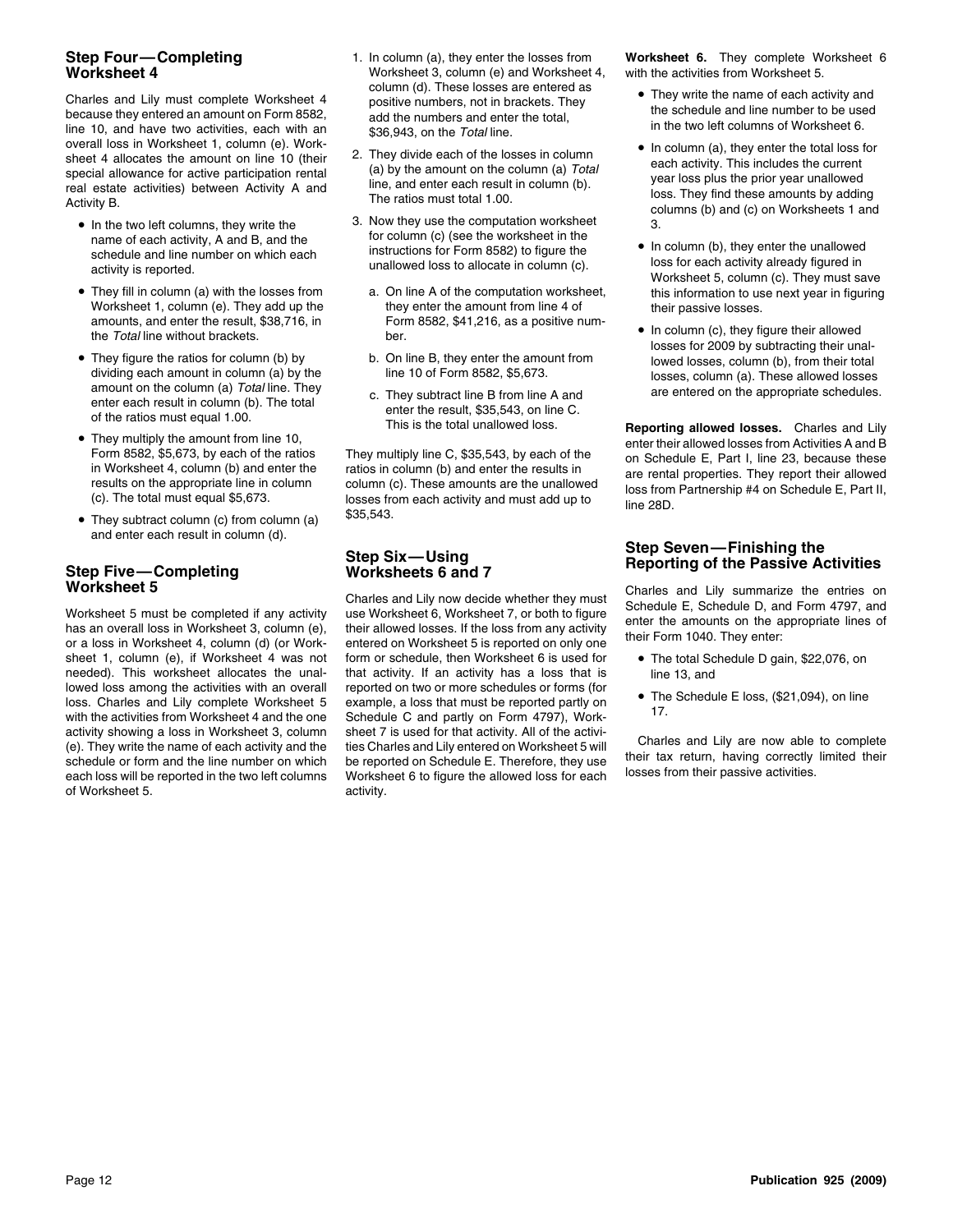## Step Four—Completing Worksheet 4

Charles and Lily must complete Worksheet 4 because they entered an amount on Form 8582, line 10, and have two activities, each with an overall loss in Worksheet 1, column (e). Worksheet 4 allocates the amount on line 10 (their special allowance for active participation rental real estate activities) between Activity A and Activity B.

- In the two left columns, they write the name of each activity, A and B, and the schedule and line number on which each activity is reported.
- They fill in column (a) with the losses from Worksheet 1, column (e). They add up the amounts, and enter the result, $38,716, in the *Total* line without brackets.
- They figure the ratios for column (b) by dividing each amount in column (a) by the amount on the column (a) *Total* line. They enter each result in column (b). The total of the ratios must equal 1.00.
- They multiply the amount from line 10, Form 8582, $5,673, by each of the ratios in Worksheet 4, column (b) and enter the results on the appropriate line in column (c). The total must equal $5,673.
- They subtract column (c) from column (a) and enter each result in column (d).

## Step Five—Completing Worksheet 5

Worksheet 5 must be completed if any activity has an overall loss in Worksheet 3, column (e), or a loss in Worksheet 4, column (d) (or Worksheet 1, column (e), if Worksheet 4 was not needed). This worksheet allocates the unallowed loss among the activities with an overall loss. Charles and Lily complete Worksheet 5 with the activities from Worksheet 4 and the one activity showing a loss in Worksheet 3, column (e). They write the name of each activity and the schedule or form and the line number on which each loss will be reported in the two left columns of Worksheet 5.

1. In column (a), they enter the losses from Worksheet 3, column (e) and Worksheet 4, column (d). These losses are entered as positive numbers, not in brackets. They add the numbers and enter the total, $36,943, on the *Total* line.
2. They divide each of the losses in column (a) by the amount on the column (a) *Total* line, and enter each result in column (b). The ratios must total 1.00.
3. Now they use the computation worksheet for column (c) (see the worksheet in the instructions for Form 8582) to figure the unallowed loss to allocate in column (c).
   a. On line A of the computation worksheet, they enter the amount from line 4 of Form 8582, $41,216, as a positive number.
   b. On line B, they enter the amount from line 10 of Form 8582, $5,673.
   c. They subtract line B from line A and enter the result, $35,543, on line C. This is the total unallowed loss.

They multiply line C, $35,543, by each of the ratios in column (b) and enter the results in column (c). These amounts are the unallowed losses from each activity and must add up to $35,543.

## Step Six—Using Worksheets 6 and 7

Charles and Lily now decide whether they must use Worksheet 6, Worksheet 7, or both to figure their allowed losses. If the loss from any activity entered on Worksheet 5 is reported on only one form or schedule, then Worksheet 6 is used for that activity. If an activity has a loss that is reported on two or more schedules or forms (for example, a loss that must be reported partly on Schedule C and partly on Form 4797), Worksheet 7 is used for that activity. All of the activities Charles and Lily entered on Worksheet 5 will be reported on Schedule E. Therefore, they use Worksheet 6 to figure the allowed loss for each activity.

**Worksheet 6.** They complete Worksheet 6 with the activities from Worksheet 5.

- They write the name of each activity and the schedule and line number to be used in the two left columns of Worksheet 6.
- In column (a), they enter the total loss for each activity. This includes the current year loss plus the prior year unallowed loss. They find these amounts by adding columns (b) and (c) on Worksheets 1 and 3.
- In column (b), they enter the unallowed loss for each activity already figured in Worksheet 5, column (c). They must save this information to use next year in figuring their passive losses.
- In column (c), they figure their allowed losses for 2009 by subtracting their unallowed losses, column (b), from their total losses, column (a). These allowed losses are entered on the appropriate schedules.

**Reporting allowed losses.** Charles and Lily enter their allowed losses from Activities A and B on Schedule E, Part I, line 23, because these are rental properties. They report their allowed loss from Partnership #4 on Schedule E, Part II, line 28D.

## Step Seven—Finishing the Reporting of the Passive Activities

Charles and Lily summarize the entries on Schedule E, Schedule D, and Form 4797, and enter the amounts on the appropriate lines of their Form 1040. They enter:

- The total Schedule D gain, $22,076, on line 13, and
- The Schedule E loss, ($21,094), on line 17.

Charles and Lily are now able to complete their tax return, having correctly limited their losses from their passive activities.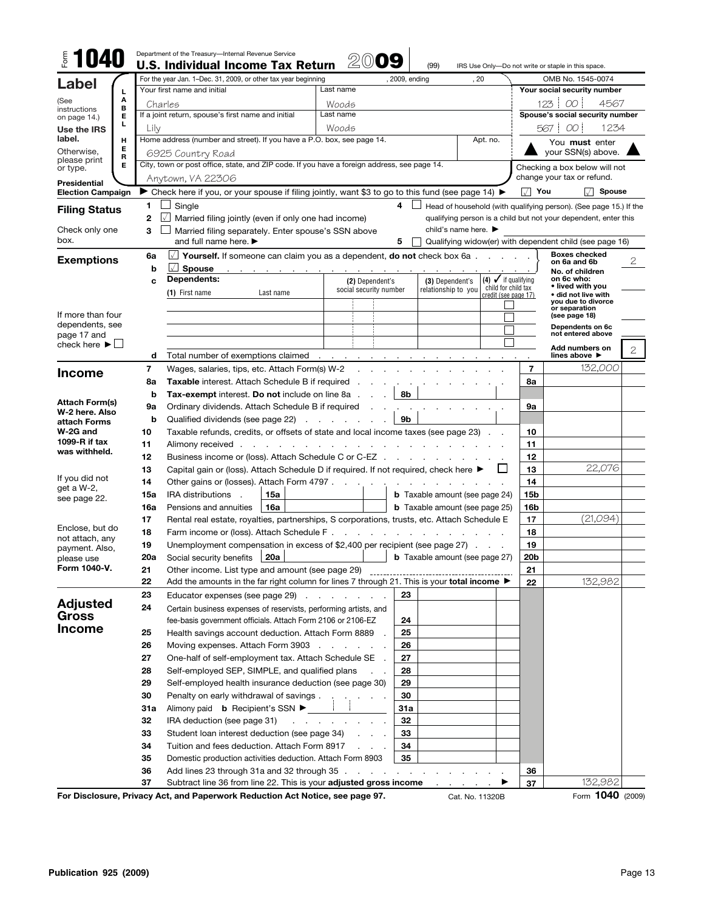# Form 1040 — Department of the Treasury—Internal Revenue Service

## U.S. Individual Income Tax Return 2009

(99) IRS Use Only—Do not write or staple in this space.

OMB No. 1545-0074

For the year Jan. 1–Dec. 31, 2009, or other tax year beginning , 2009, ending , 20

## Label

(See instructions on page 14.)

Use the IRS label. Otherwise, please print or type.

| Field | Value |
| --- | --- |
| Your first name and initial | Charles |
| Last name | Woods |
| Your social security number | 123 00 4567 |
| If a joint return, spouse's first name and initial | Lily |
| Last name | Woods |
| Spouse's social security number | 567 00 1234 |
| Home address (number and street). If you have a P.O. box, see page 14. | 6925 Country Road |
| Apt. no. | |
| City, town or post office, state, and ZIP code. If you have a foreign address, see page 14. | Anytown, VA 22306 |

You **must** enter your SSN(s) above.

**Presidential Election Campaign** ► Check here if you, or your spouse if filing jointly, want $3 to go to this fund (see page 14) ► ☑ You ☑ Spouse

Checking a box below will not change your tax or refund.

## Filing Status

Check only one box.

1. ☐ Single
2. ☑ Married filing jointly (even if only one had income)
3. ☐ Married filing separately. Enter spouse's SSN above and full name here. ►
4. ☐ Head of household (with qualifying person). (See page 15.) If the qualifying person is a child but not your dependent, enter this child's name here. ►
5. ☐ Qualifying widow(er) with dependent child (see page 16)

## Exemptions

- 6a ☑ **Yourself.** If someone can claim you as a dependent, **do not** check box 6a
- b ☑ **Spouse**

Boxes checked on 6a and 6b: 2

c **Dependents:**

| (1) First name / Last name | (2) Dependent's social security number | (3) Dependent's relationship to you | (4) ✓ if qualifying child for child tax credit (see page 17) |
| --- | --- | --- | --- |
| | | | ☐ |
| | | | ☐ |
| | | | ☐ |
| | | | ☐ |

No. of children on 6c who:
- lived with you
- did not live with you due to divorce or separation (see page 18)

Dependents on 6c not entered above

If more than four dependents, see page 17 and check here ► ☐

d Total number of exemptions claimed — Add numbers on lines above ► 2

## Income

Attach Form(s) W-2 here. Also attach Forms W-2G and 1099-R if tax was withheld.

If you did not get a W-2, see page 22.

Enclose, but do not attach, any payment. Also, please use Form 1040-V.

| Line | Description | Amount |
| --- | --- | --- |
| 7 | Wages, salaries, tips, etc. Attach Form(s) W-2 | 132,000 |
| 8a | **Taxable** interest. Attach Schedule B if required | |
| 8b | **Tax-exempt** interest. **Do not** include on line 8a | |
| 9a | Ordinary dividends. Attach Schedule B if required | |
| 9b | Qualified dividends (see page 22) | |
| 10 | Taxable refunds, credits, or offsets of state and local income taxes (see page 23) | |
| 11 | Alimony received | |
| 12 | Business income or (loss). Attach Schedule C or C-EZ | |
| 13 | Capital gain or (loss). Attach Schedule D if required. If not required, check here ► ☐ | 22,076 |
| 14 | Other gains or (losses). Attach Form 4797 | |
| 15a / 15b | IRA distributions 15a — **b** Taxable amount (see page 24) | |
| 16a / 16b | Pensions and annuities 16a — **b** Taxable amount (see page 25) | |
| 17 | Rental real estate, royalties, partnerships, S corporations, trusts, etc. Attach Schedule E | (21,094) |
| 18 | Farm income or (loss). Attach Schedule F | |
| 19 | Unemployment compensation in excess of $2,400 per recipient (see page 27) | |
| 20a / 20b | Social security benefits 20a — **b** Taxable amount (see page 27) | |
| 21 | Other income. List type and amount (see page 29) | |
| 22 | Add the amounts in the far right column for lines 7 through 21. This is your **total income** ► | 132,982 |

## Adjusted Gross Income

| Line | Description | Amount |
| --- | --- | --- |
| 23 | Educator expenses (see page 29) | |
| 24 | Certain business expenses of reservists, performing artists, and fee-basis government officials. Attach Form 2106 or 2106-EZ | |
| 25 | Health savings account deduction. Attach Form 8889 | |
| 26 | Moving expenses. Attach Form 3903 | |
| 27 | One-half of self-employment tax. Attach Schedule SE | |
| 28 | Self-employed SEP, SIMPLE, and qualified plans | |
| 29 | Self-employed health insurance deduction (see page 30) | |
| 30 | Penalty on early withdrawal of savings | |
| 31a | Alimony paid **b** Recipient's SSN ► | |
| 32 | IRA deduction (see page 31) | |
| 33 | Student loan interest deduction (see page 34) | |
| 34 | Tuition and fees deduction. Attach Form 8917 | |
| 35 | Domestic production activities deduction. Attach Form 8903 | |
| 36 | Add lines 23 through 31a and 32 through 35 | |
| 37 | Subtract line 36 from line 22. This is your **adjusted gross income** ► | 132,982 |

**For Disclosure, Privacy Act, and Paperwork Reduction Act Notice, see page 97.** Cat. No. 11320B Form **1040** (2009)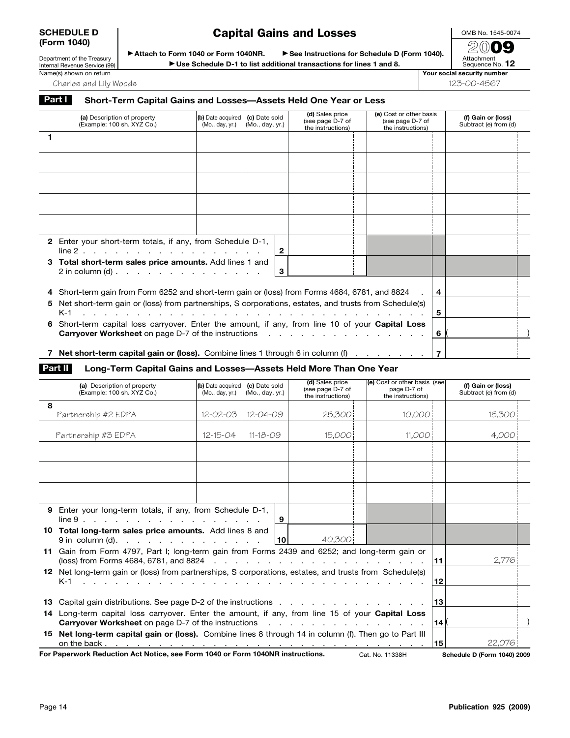**SCHEDULE D (Form 1040)**

Department of the Treasury
Internal Revenue Service (99)

# Capital Gains and Losses

▶ Attach to Form 1040 or Form 1040NR. ▶ See Instructions for Schedule D (Form 1040).
▶ Use Schedule D-1 to list additional transactions for lines 1 and 8.

OMB No. 1545-0074
2009
Attachment Sequence No. **12**

Name(s) shown on return: Charles and Lily Woods
Your social security number: 123-00-4567

## Part I Short-Term Capital Gains and Losses—Assets Held One Year or Less

| | (a) Description of property (Example: 100 sh. XYZ Co.) | (b) Date acquired (Mo., day, yr.) | (c) Date sold (Mo., day, yr.) | (d) Sales price (see page D-7 of the instructions) | (e) Cost or other basis (see page D-7 of the instructions) | (f) Gain or (loss) Subtract (e) from (d) |
|---|---|---|---|---|---|---|
| **1** | | | | | | |
| | | | | | | |
| | | | | | | |
| | | | | | | |
| | | | | | | |
| **2** | Enter your short-term totals, if any, from Schedule D-1, line 2 | | **2** | | | |
| **3** | **Total short-term sales price amounts.** Add lines 1 and 2 in column (d) | | **3** | | | |

| | | | |
|---|---|---|---|
| **4** | Short-term gain from Form 6252 and short-term gain or (loss) from Forms 4684, 6781, and 8824 | **4** | |
| **5** | Net short-term gain or (loss) from partnerships, S corporations, estates, and trusts from Schedule(s) K-1 | **5** | |
| **6** | Short-term capital loss carryover. Enter the amount, if any, from line 10 of your **Capital Loss Carryover Worksheet** on page D-7 of the instructions | **6** | ( ) |
| **7** | **Net short-term capital gain or (loss).** Combine lines 1 through 6 in column (f) | **7** | |

## Part II Long-Term Capital Gains and Losses—Assets Held More Than One Year

| | (a) Description of property (Example: 100 sh. XYZ Co.) | (b) Date acquired (Mo., day, yr.) | (c) Date sold (Mo., day, yr.) | (d) Sales price (see page D-7 of the instructions) | (e) Cost or other basis (see page D-7 of the instructions) | (f) Gain or (loss) Subtract (e) from (d) |
|---|---|---|---|---|---|---|
| **8** | Partnership #2 EDPA | 12-02-03 | 12-04-09 | 25,300 | 10,000 | 15,300 |
| | Partnership #3 EDPA | 12-15-04 | 11-18-09 | 15,000 | 11,000 | 4,000 |
| | | | | | | |
| | | | | | | |
| | | | | | | |
| **9** | Enter your long-term totals, if any, from Schedule D-1, line 9 | | **9** | | | |
| **10** | **Total long-term sales price amounts.** Add lines 8 and 9 in column (d) | | **10** | 40,300 | | |

| | | | |
|---|---|---|---|
| **11** | Gain from Form 4797, Part I; long-term gain from Forms 2439 and 6252; and long-term gain or (loss) from Forms 4684, 6781, and 8824 | **11** | 2,776 |
| **12** | Net long-term gain or (loss) from partnerships, S corporations, estates, and trusts from Schedule(s) K-1 | **12** | |
| **13** | Capital gain distributions. See page D-2 of the instructions | **13** | |
| **14** | Long-term capital loss carryover. Enter the amount, if any, from line 15 of your **Capital Loss Carryover Worksheet** on page D-7 of the instructions | **14** | ( ) |
| **15** | **Net long-term capital gain or (loss).** Combine lines 8 through 14 in column (f). Then go to Part III on the back | **15** | 22,076 |

**For Paperwork Reduction Act Notice, see Form 1040 or Form 1040NR instructions.** Cat. No. 11338H **Schedule D (Form 1040) 2009**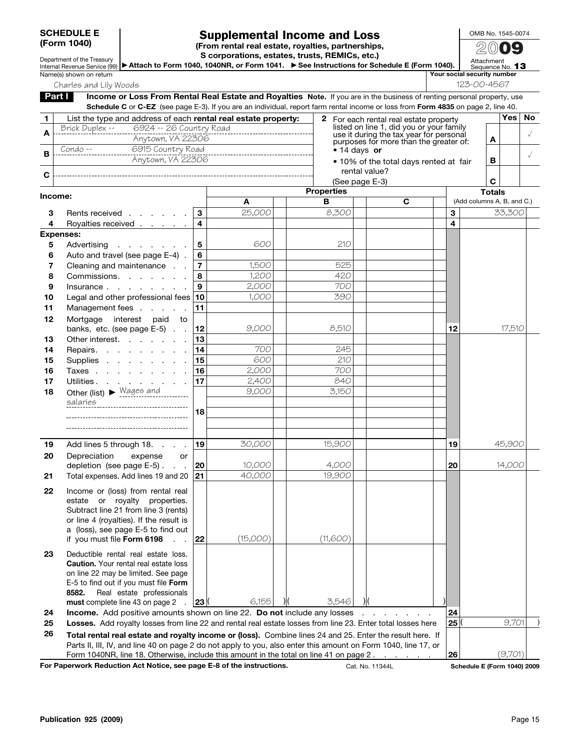**SCHEDULE E (Form 1040)**

Department of the Treasury
Internal Revenue Service (99)

# Supplemental Income and Loss

**(From rental real estate, royalties, partnerships, S corporations, estates, trusts, REMICs, etc.)**

▶ **Attach to Form 1040, 1040NR, or Form 1041.** ▶ **See Instructions for Schedule E (Form 1040).**

OMB No. 1545-0074

2009

Attachment Sequence No. **13**

Name(s) shown on return: Charles and Lily Woods

Your social security number: 123-00-4567

**Part I** **Income or Loss From Rental Real Estate and Royalties** **Note.** If you are in the business of renting personal property, use **Schedule C** or **C-EZ** (see page E-3). If you are an individual, report farm rental income or loss from **Form 4835** on page 2, line 40.

**1** List the type and address of each **rental real estate property:**

| | Property |
|---|---|
| **A** | Brick Duplex -- 6924 -- 26 Country Road, Anytown, VA 22306 |
| **B** | Condo -- 6915 Country Road, Anytown, VA 22306 |
| **C** | |

**2** For each rental real estate property listed on line 1, did you or your family use it during the tax year for personal purposes for more than the greater of:
- 14 days **or**
- 10% of the total days rented at fair rental value?

(See page E-3)

| | Yes | No |
|---|---|---|
| **A** | | √ |
| **B** | | √ |
| **C** | | |

| | | Line | A | B | C | Line | Totals (Add columns A, B, and C.) |
|---|---|---|---|---|---|---|---|
| **Income:** | | | | | | | |
| **3** | Rents received | 3 | 25,000 | 8,300 | | 3 | 33,300 |
| **4** | Royalties received | 4 | | | | 4 | |
| **Expenses:** | | | | | | | |
| **5** | Advertising | 5 | 600 | 210 | | | |
| **6** | Auto and travel (see page E-4) | 6 | | | | | |
| **7** | Cleaning and maintenance | 7 | 1,500 | 525 | | | |
| **8** | Commissions | 8 | 1,200 | 420 | | | |
| **9** | Insurance | 9 | 2,000 | 700 | | | |
| **10** | Legal and other professional fees | 10 | 1,000 | 390 | | | |
| **11** | Management fees | 11 | | | | | |
| **12** | Mortgage interest paid to banks, etc. (see page E-5) | 12 | 9,000 | 8,510 | | 12 | 17,510 |
| **13** | Other interest | 13 | | | | | |
| **14** | Repairs | 14 | 700 | 245 | | | |
| **15** | Supplies | 15 | 600 | 210 | | | |
| **16** | Taxes | 16 | 2,000 | 700 | | | |
| **17** | Utilities | 17 | 2,400 | 840 | | | |
| **18** | Other (list) ▶ Wages and salaries | 18 | 9,000 | 3,150 | | | |
| **19** | Add lines 5 through 18 | 19 | 30,000 | 15,900 | | 19 | 45,900 |
| **20** | Depreciation expense or depletion (see page E-5) | 20 | 10,000 | 4,000 | | 20 | 14,000 |
| **21** | Total expenses. Add lines 19 and 20 | 21 | 40,000 | 19,900 | | | |
| **22** | Income or (loss) from rental real estate or royalty properties. Subtract line 21 from line 3 (rents) or line 4 (royalties). If the result is a (loss), see page E-5 to find out if you must file **Form 6198** | 22 | (15,000) | (11,600) | | | |
| **23** | Deductible rental real estate loss. **Caution.** Your rental real estate loss on line 22 may be limited. See page E-5 to find out if you must file **Form 8582.** Real estate professionals **must** complete line 43 on page 2 | 23 | (6,155) | (3,546) | ( ) | | |

**24** **Income.** Add positive amounts shown on line 22. **Do not** include any losses — **24**

**25** **Losses.** Add royalty losses from line 22 and rental real estate losses from line 23. Enter total losses here — **25** (9,701)

**26** **Total rental real estate and royalty income or (loss).** Combine lines 24 and 25. Enter the result here. If Parts II, III, IV, and line 40 on page 2 do not apply to you, also enter this amount on Form 1040, line 17, or Form 1040NR, line 18. Otherwise, include this amount in the total on line 41 on page 2 — **26** (9,701)

**For Paperwork Reduction Act Notice, see page E-8 of the instructions.** Cat. No. 11344L **Schedule E (Form 1040) 2009**

**Publication 925 (2009)**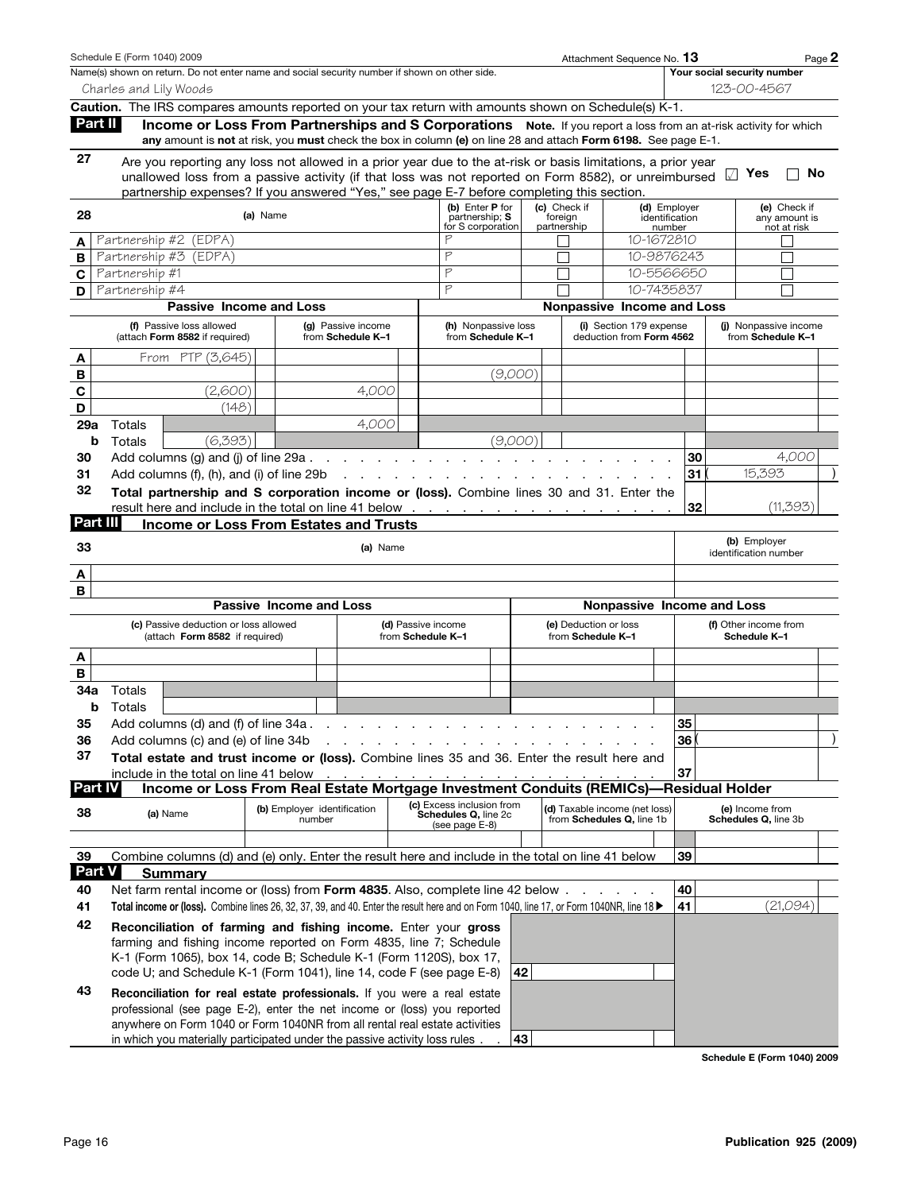Schedule E (Form 1040) 2009 — Attachment Sequence No. **13** — Page **2**

Name(s) shown on return. Do not enter name and social security number if shown on other side.
Charles and Lily Woods

**Your social security number** 123-00-4567

**Caution.** The IRS compares amounts reported on your tax return with amounts shown on Schedule(s) K-1.

## Part II Income or Loss From Partnerships and S Corporations

**Note.** If you report a loss from an at-risk activity for which **any** amount is **not** at risk, you **must** check the box in column **(e)** on line 28 and attach **Form 6198.** See page E-1.

**27** Are you reporting any loss not allowed in a prior year due to the at-risk or basis limitations, a prior year unallowed loss from a passive activity (if that loss was not reported on Form 8582), or unreimbursed partnership expenses? If you answered "Yes," see page E-7 before completing this section. ☑ **Yes** ☐ **No**

| 28 | (a) Name | (b) Enter **P** for partnership; **S** for S corporation | (c) Check if foreign partnership | (d) Employer identification number | (e) Check if any amount is not at risk |
|---|---|---|---|---|---|
| A | Partnership #2 (EDPA) | P | ☐ | 10-1672810 | ☐ |
| B | Partnership #3 (EDPA) | P | ☐ | 10-9876243 | ☐ |
| C | Partnership #1 | P | ☐ | 10-5566650 | ☐ |
| D | Partnership #4 | P | ☐ | 10-7435837 | ☐ |

| | Passive Income and Loss | | Nonpassive Income and Loss | | |
|---|---|---|---|---|---|
| | (f) Passive loss allowed (attach **Form 8582** if required) | (g) Passive income from **Schedule K–1** | (h) Nonpassive loss from **Schedule K–1** | (i) Section 179 expense deduction from **Form 4562** | (j) Nonpassive income from **Schedule K–1** |
| A | From PTP (3,645) | | | | |
| B | | | (9,000) | | |
| C | (2,600) | 4,000 | | | |
| D | (148) | | | | |
| 29a Totals | | 4,000 | | | |
| b Totals | (6,393) | | (9,000) | | |

| | | | |
|---|---|---|---|
| **30** | Add columns (g) and (j) of line 29a | **30** | 4,000 |
| **31** | Add columns (f), (h), and (i) of line 29b | **31** | (15,393) |
| **32** | **Total partnership and S corporation income or (loss).** Combine lines 30 and 31. Enter the result here and include in the total on line 41 below | **32** | (11,393) |

## Part III Income or Loss From Estates and Trusts

| 33 | (a) Name | (b) Employer identification number |
|---|---|---|
| A | | |
| B | | |

| | Passive Income and Loss | | Nonpassive Income and Loss | |
|---|---|---|---|---|
| | (c) Passive deduction or loss allowed (attach **Form 8582** if required) | (d) Passive income from **Schedule K–1** | (e) Deduction or loss from **Schedule K–1** | (f) Other income from **Schedule K–1** |
| A | | | | |
| B | | | | |
| 34a Totals | | | | |
| b Totals | | | | |

| | | | |
|---|---|---|---|
| **35** | Add columns (d) and (f) of line 34a | **35** | |
| **36** | Add columns (c) and (e) of line 34b | **36** | ( ) |
| **37** | **Total estate and trust income or (loss).** Combine lines 35 and 36. Enter the result here and include in the total on line 41 below | **37** | |

## Part IV Income or Loss From Real Estate Mortgage Investment Conduits (REMICs)—Residual Holder

| 38 | (a) Name | (b) Employer identification number | (c) Excess inclusion from **Schedules Q,** line 2c (see page E-8) | (d) Taxable income (net loss) from **Schedules Q,** line 1b | (e) Income from **Schedules Q,** line 3b |
|---|---|---|---|---|---|
| | | | | | |

| | | | |
|---|---|---|---|
| **39** | Combine columns (d) and (e) only. Enter the result here and include in the total on line 41 below | **39** | |

## Part V Summary

| | | | |
|---|---|---|---|
| **40** | Net farm rental income or (loss) from **Form 4835.** Also, complete line 42 below | **40** | |
| **41** | **Total income or (loss).** Combine lines 26, 32, 37, 39, and 40. Enter the result here and on Form 1040, line 17, or Form 1040NR, line 18 ▶ | **41** | (21,094) |
| **42** | **Reconciliation of farming and fishing income.** Enter your **gross** farming and fishing income reported on Form 4835, line 7; Schedule K-1 (Form 1065), box 14, code B; Schedule K-1 (Form 1120S), box 17, code U; and Schedule K-1 (Form 1041), line 14, code F (see page E-8) | **42** | |
| **43** | **Reconciliation for real estate professionals.** If you were a real estate professional (see page E-2), enter the net income or (loss) you reported anywhere on Form 1040 or Form 1040NR from all rental real estate activities in which you materially participated under the passive activity loss rules | **43** | |

Schedule E (Form 1040) 2009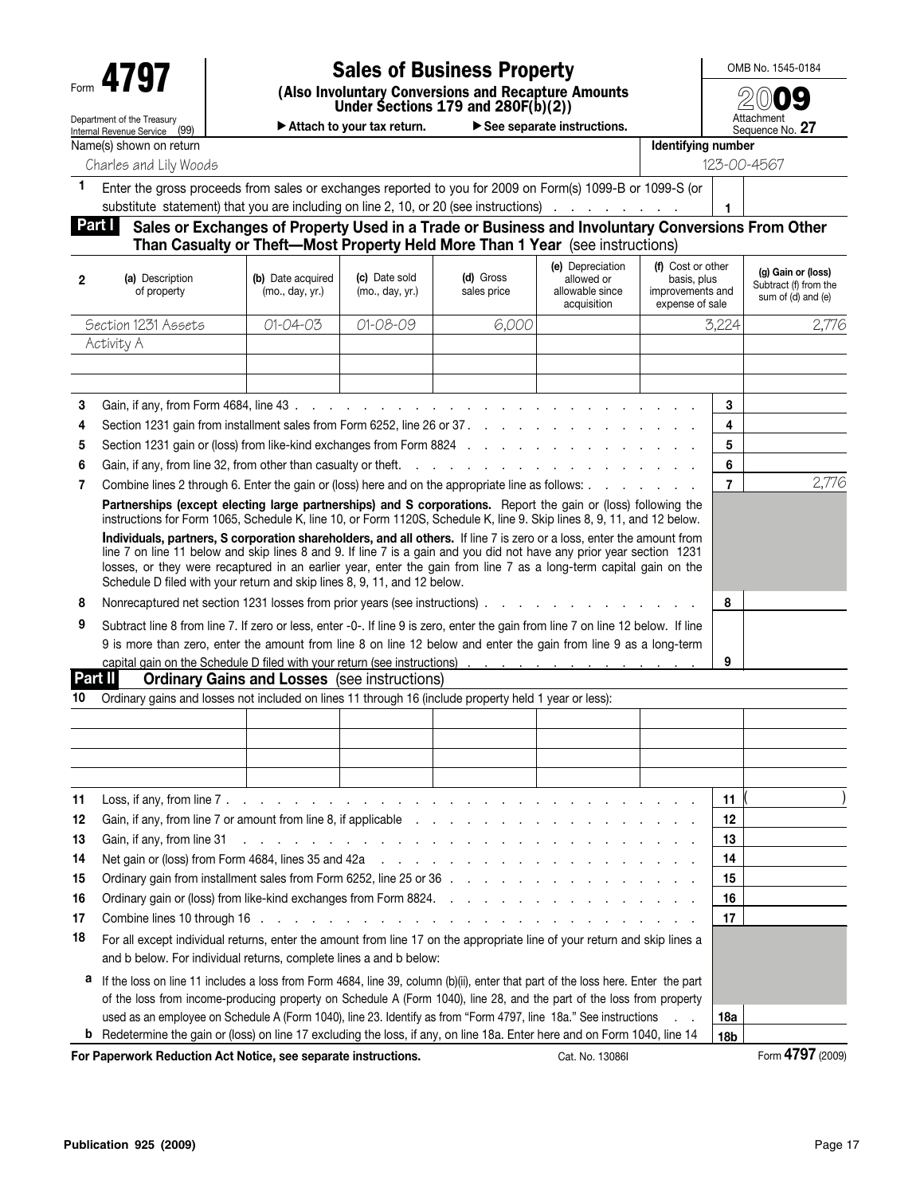Form **4797**

Department of the Treasury
Internal Revenue Service (99)

# Sales of Business Property

**(Also Involuntary Conversions and Recapture Amounts Under Sections 179 and 280F(b)(2))**

▶ Attach to your tax return. ▶ See separate instructions.

OMB No. 1545-0184

2009

Attachment Sequence No. **27**

Name(s) shown on return: Charles and Lily Woods

Identifying number: 123-00-4567

**1** Enter the gross proceeds from sales or exchanges reported to you for 2009 on Form(s) 1099-B or 1099-S (or substitute statement) that you are including on line 2, 10, or 20 (see instructions) . . . **1**

## Part I Sales or Exchanges of Property Used in a Trade or Business and Involuntary Conversions From Other Than Casualty or Theft—Most Property Held More Than 1 Year (see instructions)

| 2 (a) Description of property | (b) Date acquired (mo., day, yr.) | (c) Date sold (mo., day, yr.) | (d) Gross sales price | (e) Depreciation allowed or allowable since acquisition | (f) Cost or other basis, plus improvements and expense of sale | (g) Gain or (loss) Subtract (f) from the sum of (d) and (e) |
|---|---|---|---|---|---|---|
| Section 1231 Assets | 01-04-03 | 01-08-09 | 6,000 | | 3,224 | 2,776 |
| Activity A | | | | | | |
| | | | | | | |
| | | | | | | |

| | | Line | Amount |
|---|---|---|---|
| **3** | Gain, if any, from Form 4684, line 43 . . . | **3** | |
| **4** | Section 1231 gain from installment sales from Form 6252, line 26 or 37 . . . | **4** | |
| **5** | Section 1231 gain or (loss) from like-kind exchanges from Form 8824 . . . | **5** | |
| **6** | Gain, if any, from line 32, from other than casualty or theft. . . . | **6** | |
| **7** | Combine lines 2 through 6. Enter the gain or (loss) here and on the appropriate line as follows: . . . | **7** | 2,776 |

**Partnerships (except electing large partnerships) and S corporations.** Report the gain or (loss) following the instructions for Form 1065, Schedule K, line 10, or Form 1120S, Schedule K, line 9. Skip lines 8, 9, 11, and 12 below.

**Individuals, partners, S corporation shareholders, and all others.** If line 7 is zero or a loss, enter the amount from line 7 on line 11 below and skip lines 8 and 9. If line 7 is a gain and you did not have any prior year section 1231 losses, or they were recaptured in an earlier year, enter the gain from line 7 as a long-term capital gain on the Schedule D filed with your return and skip lines 8, 9, 11, and 12 below.

| | | Line | Amount |
|---|---|---|---|
| **8** | Nonrecaptured net section 1231 losses from prior years (see instructions) . . . | **8** | |
| **9** | Subtract line 8 from line 7. If zero or less, enter -0-. If line 9 is zero, enter the gain from line 7 on line 12 below. If line 9 is more than zero, enter the amount from line 8 on line 12 below and enter the gain from line 9 as a long-term capital gain on the Schedule D filed with your return (see instructions) . . . | **9** | |

## Part II Ordinary Gains and Losses (see instructions)

**10** Ordinary gains and losses not included on lines 11 through 16 (include property held 1 year or less):

| | | | | | | |
|---|---|---|---|---|---|---|
| | | | | | | |
| | | | | | | |
| | | | | | | |
| | | | | | | |

| | | Line | Amount |
|---|---|---|---|
| **11** | Loss, if any, from line 7 . . . | **11** | ( ) |
| **12** | Gain, if any, from line 7 or amount from line 8, if applicable . . . | **12** | |
| **13** | Gain, if any, from line 31 . . . | **13** | |
| **14** | Net gain or (loss) from Form 4684, lines 35 and 42a . . . | **14** | |
| **15** | Ordinary gain from installment sales from Form 6252, line 25 or 36 . . . | **15** | |
| **16** | Ordinary gain or (loss) from like-kind exchanges from Form 8824. . . . | **16** | |
| **17** | Combine lines 10 through 16 . . . | **17** | |
| **18** | For all except individual returns, enter the amount from line 17 on the appropriate line of your return and skip lines a and b below. For individual returns, complete lines a and b below: | | |
| **a** | If the loss on line 11 includes a loss from Form 4684, line 39, column (b)(ii), enter that part of the loss here. Enter the part of the loss from income-producing property on Schedule A (Form 1040), line 28, and the part of the loss from property used as an employee on Schedule A (Form 1040), line 23. Identify as from "Form 4797, line 18a." See instructions . . | **18a** | |
| **b** | Redetermine the gain or (loss) on line 17 excluding the loss, if any, on line 18a. Enter here and on Form 1040, line 14 | **18b** | |

**For Paperwork Reduction Act Notice, see separate instructions.** Cat. No. 13086I Form **4797** (2009)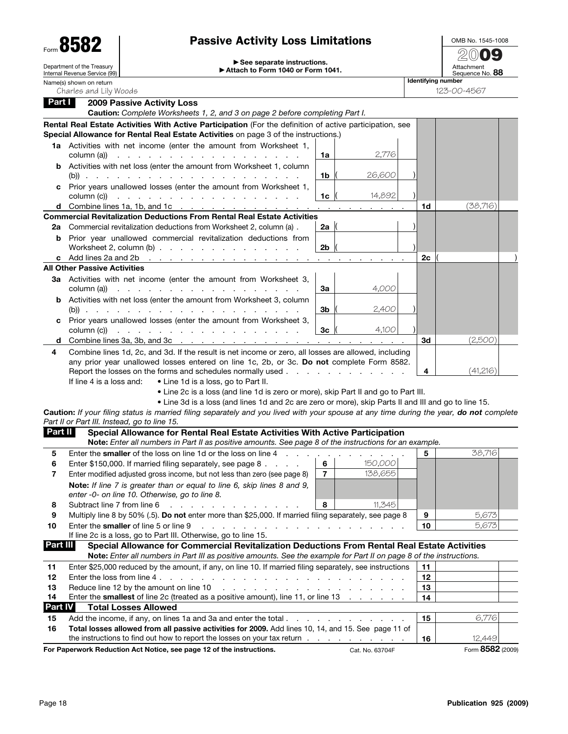# Form 8582 — Passive Activity Loss Limitations

Department of the Treasury
Internal Revenue Service (99)

▶ See separate instructions.
▶ Attach to Form 1040 or Form 1041.

OMB No. 1545-1008
2009
Attachment Sequence No. 88

Name(s) shown on return: Charles and Lily Woods
Identifying number: 123-00-4567

## Part I — 2009 Passive Activity Loss

**Caution:** *Complete Worksheets 1, 2, and 3 on page 2 before completing Part I.*

**Rental Real Estate Activities With Active Participation** (For the definition of active participation, see **Special Allowance for Rental Real Estate Activities** on page 3 of the instructions.)

| Line | Description | | Amount | | Amount |
|---|---|---|---|---|---|
| 1a | Activities with net income (enter the amount from Worksheet 1, column (a)) | 1a | 2,776 | | |
| b | Activities with net loss (enter the amount from Worksheet 1, column (b)) | 1b | (26,600) | | |
| c | Prior years unallowed losses (enter the amount from Worksheet 1, column (c)) | 1c | (14,892) | | |
| d | Combine lines 1a, 1b, and 1c | | | 1d | (38,716) |

**Commercial Revitalization Deductions From Rental Real Estate Activities**

| Line | Description | | Amount | | Amount |
|---|---|---|---|---|---|
| 2a | Commercial revitalization deductions from Worksheet 2, column (a) | 2a | ( ) | | |
| b | Prior year unallowed commercial revitalization deductions from Worksheet 2, column (b) | 2b | ( ) | | |
| c | Add lines 2a and 2b | | | 2c | ( ) |

**All Other Passive Activities**

| Line | Description | | Amount | | Amount |
|---|---|---|---|---|---|
| 3a | Activities with net income (enter the amount from Worksheet 3, column (a)) | 3a | 4,000 | | |
| b | Activities with net loss (enter the amount from Worksheet 3, column (b)) | 3b | (2,400) | | |
| c | Prior years unallowed losses (enter the amount from Worksheet 3, column (c)) | 3c | (4,100) | | |
| d | Combine lines 3a, 3b, and 3c | | | 3d | (2,500) |

**4** Combine lines 1d, 2c, and 3d. If the result is net income or zero, all losses are allowed, including any prior year unallowed losses entered on line 1c, 2b, or 3c. **Do not** complete Form 8582. Report the losses on the forms and schedules normally used . . . . **4** (41,216)

If line 4 is a loss and:
- Line 1d is a loss, go to Part II.
- Line 2c is a loss (and line 1d is zero or more), skip Part II and go to Part III.
- Line 3d is a loss (and lines 1d and 2c are zero or more), skip Parts II and III and go to line 15.

**Caution:** *If your filing status is married filing separately and you lived with your spouse at any time during the year,* ***do not*** *complete Part II or Part III. Instead, go to line 15.*

## Part II — Special Allowance for Rental Real Estate Activities With Active Participation

**Note:** *Enter all numbers in Part II as positive amounts. See page 8 of the instructions for an example.*

| Line | Description | | Amount | | Amount |
|---|---|---|---|---|---|
| 5 | Enter the **smaller** of the loss on line 1d or the loss on line 4 | | | 5 | 38,716 |
| 6 | Enter $150,000. If married filing separately, see page 8 | 6 | 150,000 | | |
| 7 | Enter modified adjusted gross income, but not less than zero (see page 8) | 7 | 138,655 | | |
| | **Note:** *If line 7 is greater than or equal to line 6, skip lines 8 and 9, enter -0- on line 10. Otherwise, go to line 8.* | | | | |
| 8 | Subtract line 7 from line 6 | 8 | 11,345 | | |
| 9 | Multiply line 8 by 50% (.5). **Do not** enter more than $25,000. If married filing separately, see page 8 | | | 9 | 5,673 |
| 10 | Enter the **smaller** of line 5 or line 9 | | | 10 | 5,673 |

If line 2c is a loss, go to Part III. Otherwise, go to line 15.

## Part III — Special Allowance for Commercial Revitalization Deductions From Rental Real Estate Activities

**Note:** *Enter all numbers in Part III as positive amounts. See the example for Part II on page 8 of the instructions.*

| Line | Description | | Amount |
|---|---|---|---|
| 11 | Enter $25,000 reduced by the amount, if any, on line 10. If married filing separately, see instructions | 11 | |
| 12 | Enter the loss from line 4 | 12 | |
| 13 | Reduce line 12 by the amount on line 10 | 13 | |
| 14 | Enter the **smallest** of line 2c (treated as a positive amount), line 11, or line 13 | 14 | |

## Part IV — Total Losses Allowed

| Line | Description | | Amount |
|---|---|---|---|
| 15 | Add the income, if any, on lines 1a and 3a and enter the total | 15 | 6,776 |
| 16 | **Total losses allowed from all passive activities for 2009.** Add lines 10, 14, and 15. See page 11 of the instructions to find out how to report the losses on your tax return | 16 | 12,449 |

For Paperwork Reduction Act Notice, see page 12 of the instructions. Cat. No. 63704F Form **8582** (2009)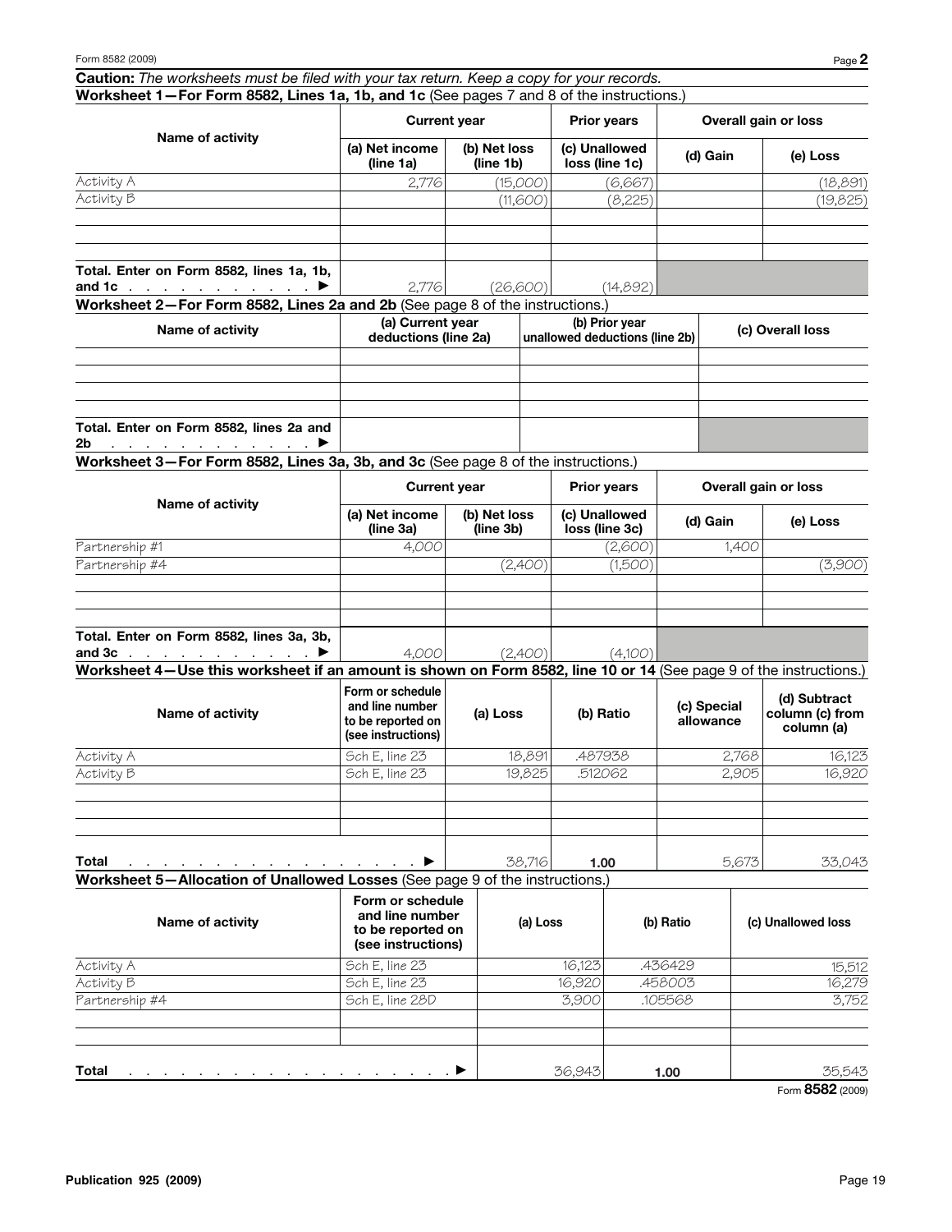Form 8582 (2009)

**Caution:** *The worksheets must be filed with your tax return. Keep a copy for your records.*

**Worksheet 1—For Form 8582, Lines 1a, 1b, and 1c** (See pages 7 and 8 of the instructions.)

| Name of activity | Current year | | Prior years | Overall gain or loss | |
|---|---|---|---|---|---|
| | (a) Net income (line 1a) | (b) Net loss (line 1b) | (c) Unallowed loss (line 1c) | (d) Gain | (e) Loss |
| Activity A | 2,776 | (15,000) | (6,667) | | (18,891) |
| Activity B | | (11,600) | (8,225) | | (19,825) |
| | | | | | |
| | | | | | |
| | | | | | |
| Total. Enter on Form 8582, lines 1a, 1b, and 1c ▶ | 2,776 | (26,600) | (14,892) | | |

**Worksheet 2—For Form 8582, Lines 2a and 2b** (See page 8 of the instructions.)

| Name of activity | (a) Current year deductions (line 2a) | (b) Prior year unallowed deductions (line 2b) | (c) Overall loss |
|---|---|---|---|
| | | | |
| | | | |
| | | | |
| | | | |
| Total. Enter on Form 8582, lines 2a and 2b ▶ | | | |

**Worksheet 3—For Form 8582, Lines 3a, 3b, and 3c** (See page 8 of the instructions.)

| Name of activity | Current year | | Prior years | Overall gain or loss | |
|---|---|---|---|---|---|
| | (a) Net income (line 3a) | (b) Net loss (line 3b) | (c) Unallowed loss (line 3c) | (d) Gain | (e) Loss |
| Partnership #1 | 4,000 | | (2,600) | 1,400 | |
| Partnership #4 | | (2,400) | (1,500) | | (3,900) |
| | | | | | |
| | | | | | |
| | | | | | |
| Total. Enter on Form 8582, lines 3a, 3b, and 3c ▶ | 4,000 | (2,400) | (4,100) | | |

**Worksheet 4—Use this worksheet if an amount is shown on Form 8582, line 10 or 14** (See page 9 of the instructions.)

| Name of activity | Form or schedule and line number to be reported on (see instructions) | (a) Loss | (b) Ratio | (c) Special allowance | (d) Subtract column (c) from column (a) |
|---|---|---|---|---|---|
| Activity A | Sch E, line 23 | 18,891 | .487938 | 2,768 | 16,123 |
| Activity B | Sch E, line 23 | 19,825 | .512062 | 2,905 | 16,920 |
| | | | | | |
| | | | | | |
| | | | | | |
| Total ▶ | | 38,716 | 1.00 | 5,673 | 33,043 |

**Worksheet 5—Allocation of Unallowed Losses** (See page 9 of the instructions.)

| Name of activity | Form or schedule and line number to be reported on (see instructions) | (a) Loss | (b) Ratio | (c) Unallowed loss |
|---|---|---|---|---|
| Activity A | Sch E, line 23 | 16,123 | .436429 | 15,512 |
| Activity B | Sch E, line 23 | 16,920 | .458003 | 16,279 |
| Partnership #4 | Sch E, line 28D | 3,900 | .105568 | 3,752 |
| | | | | |
| | | | | |
| Total ▶ | | 36,943 | 1.00 | 35,543 |

Form **8582** (2009)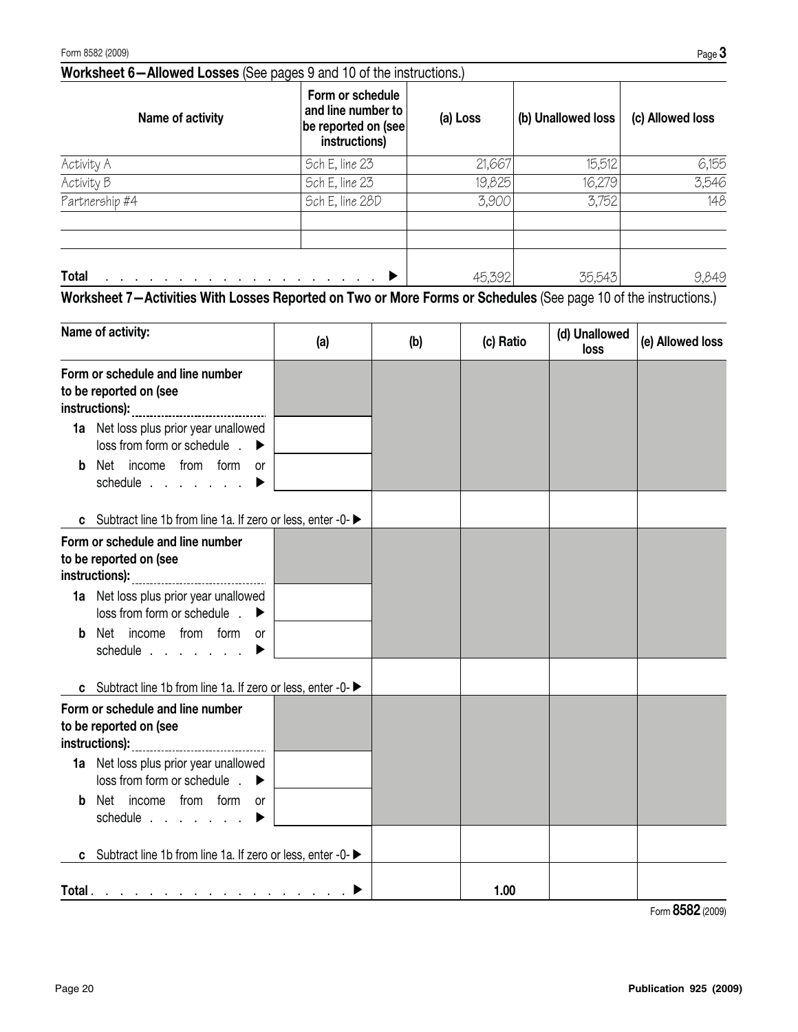Form 8582 (2009) Page **3**

## Worksheet 6—Allowed Losses (See pages 9 and 10 of the instructions.)

| Name of activity | Form or schedule and line number to be reported on (see instructions) | (a) Loss | (b) Unallowed loss | (c) Allowed loss |
|---|---|---|---|---|
| Activity A | Sch E, line 23 | 21,667 | 15,512 | 6,155 |
| Activity B | Sch E, line 23 | 19,825 | 16,279 | 3,546 |
| Partnership #4 | Sch E, line 28D | 3,900 | 3,752 | 148 |
| | | | | |
| | | | | |
| **Total** . . . . . . . . . . . . . . . . . . . . ▶ | | 45,392 | 35,543 | 9,849 |

## Worksheet 7—Activities With Losses Reported on Two or More Forms or Schedules (See page 10 of the instructions.)

| Name of activity: | (a) | (b) | (c) Ratio | (d) Unallowed loss | (e) Allowed loss |
|---|---|---|---|---|---|
| **Form or schedule and line number to be reported on (see instructions):** | | | | | |
| **1a** Net loss plus prior year unallowed loss from form or schedule . ▶ | | | | | |
| **b** Net income from form or schedule . . . . . . . ▶ | | | | | |
| **c** Subtract line 1b from line 1a. If zero or less, enter -0- ▶ | | | | | |
| **Form or schedule and line number to be reported on (see instructions):** | | | | | |
| **1a** Net loss plus prior year unallowed loss from form or schedule . ▶ | | | | | |
| **b** Net income from form or schedule . . . . . . . ▶ | | | | | |
| **c** Subtract line 1b from line 1a. If zero or less, enter -0- ▶ | | | | | |
| **Form or schedule and line number to be reported on (see instructions):** | | | | | |
| **1a** Net loss plus prior year unallowed loss from form or schedule . ▶ | | | | | |
| **b** Net income from form or schedule . . . . . . . ▶ | | | | | |
| **c** Subtract line 1b from line 1a. If zero or less, enter -0- ▶ | | | | | |
| **Total** . . . . . . . . . . . . . . . . . . . ▶ | | | **1.00** | | |

Form **8582** (2009)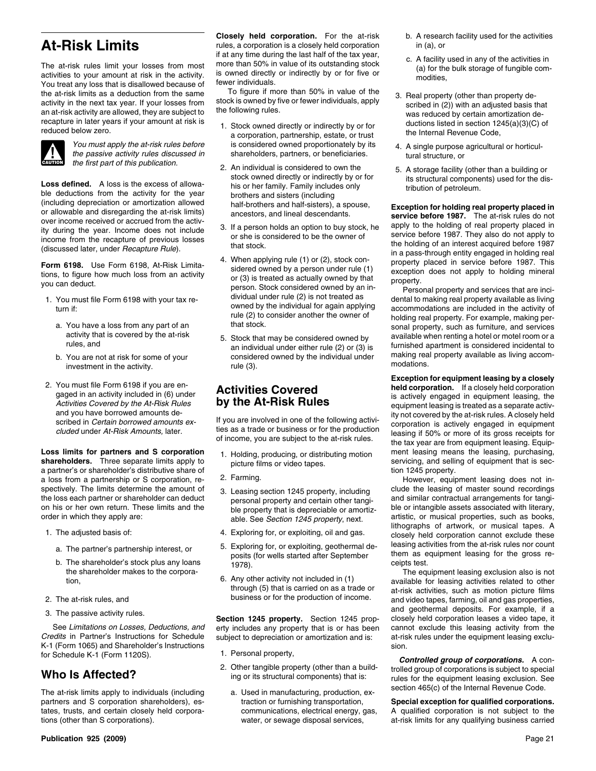# At-Risk Limits

The at-risk rules limit your losses from most activities to your amount at risk in the activity. You treat any loss that is disallowed because of the at-risk limits as a deduction from the same activity in the next tax year. If your losses from an at-risk activity are allowed, they are subject to recapture in later years if your amount at risk is reduced below zero.

**CAUTION:** *You must apply the at-risk rules before the passive activity rules discussed in the first part of this publication.*

**Loss defined.** A loss is the excess of allowable deductions from the activity for the year (including depreciation or amortization allowed or allowable and disregarding the at-risk limits) over income received or accrued from the activity during the year. Income does not include income from the recapture of previous losses (discussed later, under *Recapture Rule*).

**Form 6198.** Use Form 6198, At-Risk Limitations, to figure how much loss from an activity you can deduct.

1. You must file Form 6198 with your tax return if:
   a. You have a loss from any part of an activity that is covered by the at-risk rules, and
   b. You are not at risk for some of your investment in the activity.
2. You must file Form 6198 if you are engaged in an activity included in (6) under *Activities Covered by the At-Risk Rules* and you have borrowed amounts described in *Certain borrowed amounts excluded* under *At-Risk Amounts,* later.

**Loss limits for partners and S corporation shareholders.** Three separate limits apply to a partner's or shareholder's distributive share of a loss from a partnership or S corporation, respectively. The limits determine the amount of the loss each partner or shareholder can deduct on his or her own return. These limits and the order in which they apply are:

1. The adjusted basis of:
   a. The partner's partnership interest, or
   b. The shareholder's stock plus any loans the shareholder makes to the corporation,
2. The at-risk rules, and
3. The passive activity rules.

See *Limitations on Losses, Deductions, and Credits* in Partner's Instructions for Schedule K-1 (Form 1065) and Shareholder's Instructions for Schedule K-1 (Form 1120S).

## Who Is Affected?

The at-risk limits apply to individuals (including partners and S corporation shareholders), estates, trusts, and certain closely held corporations (other than S corporations).

**Closely held corporation.** For the at-risk rules, a corporation is a closely held corporation if at any time during the last half of the tax year, more than 50% in value of its outstanding stock is owned directly or indirectly by or for five or fewer individuals.

To figure if more than 50% in value of the stock is owned by five or fewer individuals, apply the following rules.

1. Stock owned directly or indirectly by or for a corporation, partnership, estate, or trust is considered owned proportionately by its shareholders, partners, or beneficiaries.
2. An individual is considered to own the stock owned directly or indirectly by or for his or her family. Family includes only brothers and sisters (including half-brothers and half-sisters), a spouse, ancestors, and lineal descendants.
3. If a person holds an option to buy stock, he or she is considered to be the owner of that stock.
4. When applying rule (1) or (2), stock considered owned by a person under rule (1) or (3) is treated as actually owned by that person. Stock considered owned by an individual under rule (2) is not treated as owned by the individual for again applying rule (2) to consider another the owner of that stock.
5. Stock that may be considered owned by an individual under either rule (2) or (3) is considered owned by the individual under rule (3).

## Activities Covered by the At-Risk Rules

If you are involved in one of the following activities as a trade or business or for the production of income, you are subject to the at-risk rules.

1. Holding, producing, or distributing motion picture films or video tapes.
2. Farming.
3. Leasing section 1245 property, including personal property and certain other tangible property that is depreciable or amortizable. See *Section 1245 property,* next.
4. Exploring for, or exploiting, oil and gas.
5. Exploring for, or exploiting, geothermal deposits (for wells started after September 1978).
6. Any other activity not included in (1) through (5) that is carried on as a trade or business or for the production of income.

**Section 1245 property.** Section 1245 property includes any property that is or has been subject to depreciation or amortization and is:

1. Personal property,
2. Other tangible property (other than a building or its structural components) that is:
   a. Used in manufacturing, production, extraction or furnishing transportation, communications, electrical energy, gas, water, or sewage disposal services,
   b. A research facility used for the activities in (a), or
   c. A facility used in any of the activities in (a) for the bulk storage of fungible commodities,
3. Real property (other than property described in (2)) with an adjusted basis that was reduced by certain amortization deductions listed in section 1245(a)(3)(C) of the Internal Revenue Code,
4. A single purpose agricultural or horticultural structure, or
5. A storage facility (other than a building or its structural components) used for the distribution of petroleum.

**Exception for holding real property placed in service before 1987.** The at-risk rules do not apply to the holding of real property placed in service before 1987. They also do not apply to the holding of an interest acquired before 1987 in a pass-through entity engaged in holding real property placed in service before 1987. This exception does not apply to holding mineral property.

Personal property and services that are incidental to making real property available as living accommodations are included in the activity of holding real property. For example, making personal property, such as furniture, and services available when renting a hotel or motel room or a furnished apartment is considered incidental to making real property available as living accommodations.

**Exception for equipment leasing by a closely held corporation.** If a closely held corporation is actively engaged in equipment leasing, the equipment leasing is treated as a separate activity not covered by the at-risk rules. A closely held corporation is actively engaged in equipment leasing if 50% or more of its gross receipts for the tax year are from equipment leasing. Equipment leasing means the leasing, purchasing, servicing, and selling of equipment that is section 1245 property.

However, equipment leasing does not include the leasing of master sound recordings and similar contractual arrangements for tangible or intangible assets associated with literary, artistic, or musical properties, such as books, lithographs of artwork, or musical tapes. A closely held corporation cannot exclude these leasing activities from the at-risk rules nor count them as equipment leasing for the gross receipts test.

The equipment leasing exclusion also is not available for leasing activities related to other at-risk activities, such as motion picture films and video tapes, farming, oil and gas properties, and geothermal deposits. For example, if a closely held corporation leases a video tape, it cannot exclude this leasing activity from the at-risk rules under the equipment leasing exclusion.

***Controlled group of corporations.*** A controlled group of corporations is subject to special rules for the equipment leasing exclusion. See section 465(c) of the Internal Revenue Code.

**Special exception for qualified corporations.** A qualified corporation is not subject to the at-risk limits for any qualifying business carried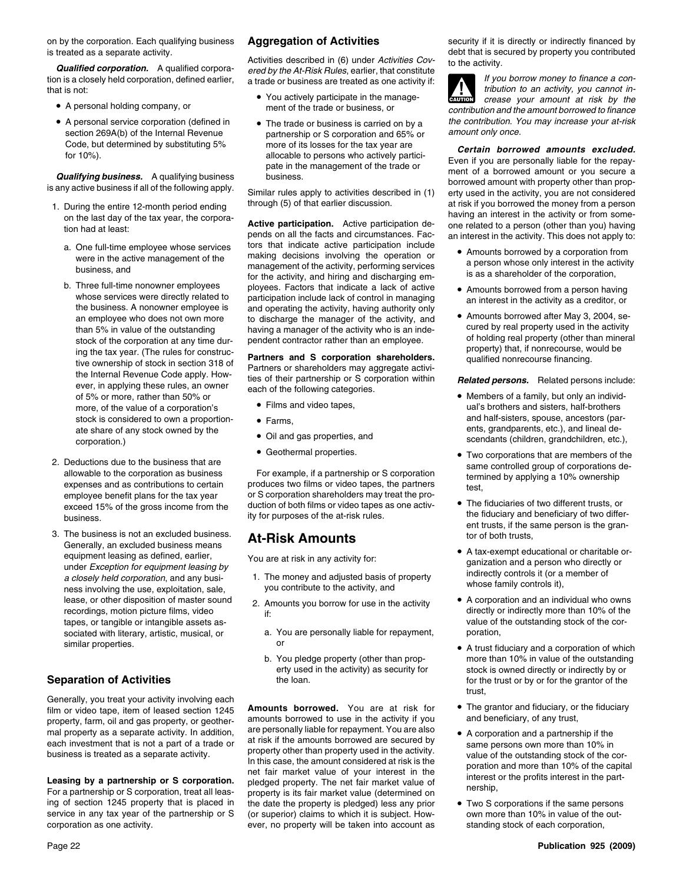on by the corporation. Each qualifying business is treated as a separate activity.

***Qualified corporation.*** A qualified corporation is a closely held corporation, defined earlier, that is not:

- A personal holding company, or
- A personal service corporation (defined in section 269A(b) of the Internal Revenue Code, but determined by substituting 5% for 10%).

***Qualifying business.*** A qualifying business is any active business if all of the following apply.

1. During the entire 12-month period ending on the last day of the tax year, the corporation had at least:
   a. One full-time employee whose services were in the active management of the business, and
   b. Three full-time nonowner employees whose services were directly related to the business. A nonowner employee is an employee who does not own more than 5% in value of the outstanding stock of the corporation at any time during the tax year. (The rules for constructive ownership of stock in section 318 of the Internal Revenue Code apply. However, in applying these rules, an owner of 5% or more, rather than 50% or more, of the value of a corporation's stock is considered to own a proportionate share of any stock owned by the corporation.)
2. Deductions due to the business that are allowable to the corporation as business expenses and as contributions to certain employee benefit plans for the tax year exceed 15% of the gross income from the business.
3. The business is not an excluded business. Generally, an excluded business means equipment leasing as defined, earlier, under *Exception for equipment leasing by a closely held corporation*, and any business involving the use, exploitation, sale, lease, or other disposition of master sound recordings, motion picture films, video tapes, or tangible or intangible assets associated with literary, artistic, musical, or similar properties.

## Separation of Activities

Generally, you treat your activity involving each film or video tape, item of leased section 1245 property, farm, oil and gas property, or geothermal property as a separate activity. In addition, each investment that is not a part of a trade or business is treated as a separate activity.

**Leasing by a partnership or S corporation.** For a partnership or S corporation, treat all leasing of section 1245 property that is placed in service in any tax year of the partnership or S corporation as one activity.

## Aggregation of Activities

Activities described in (6) under *Activities Covered by the At-Risk Rules*, earlier, that constitute a trade or business are treated as one activity if:

- You actively participate in the management of the trade or business, or
- The trade or business is carried on by a partnership or S corporation and 65% or more of its losses for the tax year are allocable to persons who actively participate in the management of the trade or business.

Similar rules apply to activities described in (1) through (5) of that earlier discussion.

**Active participation.** Active participation depends on all the facts and circumstances. Factors that indicate active participation include making decisions involving the operation or management of the activity, performing services for the activity, and hiring and discharging employees. Factors that indicate a lack of active participation include lack of control in managing and operating the activity, having authority only to discharge the manager of the activity, and having a manager of the activity who is an independent contractor rather than an employee.

**Partners and S corporation shareholders.** Partners or shareholders may aggregate activities of their partnership or S corporation within each of the following categories.

- Films and video tapes,
- Farms,
- Oil and gas properties, and
- Geothermal properties.

For example, if a partnership or S corporation produces two films or video tapes, the partners or S corporation shareholders may treat the production of both films or video tapes as one activity for purposes of the at-risk rules.

# At-Risk Amounts

You are at risk in any activity for:

1. The money and adjusted basis of property you contribute to the activity, and
2. Amounts you borrow for use in the activity if:
   a. You are personally liable for repayment, or
   b. You pledge property (other than property used in the activity) as security for the loan.

**Amounts borrowed.** You are at risk for amounts borrowed to use in the activity if you are personally liable for repayment. You are also at risk if the amounts borrowed are secured by property other than property used in the activity. In this case, the amount considered at risk is the net fair market value of your interest in the pledged property. The net fair market value of property is its fair market value (determined on the date the property is pledged) less any prior (or superior) claims to which it is subject. However, no property will be taken into account as security if it is directly or indirectly financed by debt that is secured by property you contributed to the activity.

**CAUTION:** *If you borrow money to finance a contribution to an activity, you cannot increase your amount at risk by the contribution and the amount borrowed to finance the contribution. You may increase your at-risk amount only once.*

***Certain borrowed amounts excluded.*** Even if you are personally liable for the repayment of a borrowed amount or you secure a borrowed amount with property other than property used in the activity, you are not considered at risk if you borrowed the money from a person having an interest in the activity or from someone related to a person (other than you) having an interest in the activity. This does not apply to:

- Amounts borrowed by a corporation from a person whose only interest in the activity is as a shareholder of the corporation,
- Amounts borrowed from a person having an interest in the activity as a creditor, or
- Amounts borrowed after May 3, 2004, secured by real property used in the activity of holding real property (other than mineral property) that, if nonrecourse, would be qualified nonrecourse financing.

***Related persons.*** Related persons include:

- Members of a family, but only an individual's brothers and sisters, half-brothers and half-sisters, spouse, ancestors (parents, grandparents, etc.), and lineal descendants (children, grandchildren, etc.),
- Two corporations that are members of the same controlled group of corporations determined by applying a 10% ownership test,
- The fiduciaries of two different trusts, or the fiduciary and beneficiary of two different trusts, if the same person is the grantor of both trusts,
- A tax-exempt educational or charitable organization and a person who directly or indirectly controls it (or a member of whose family controls it),
- A corporation and an individual who owns directly or indirectly more than 10% of the value of the outstanding stock of the corporation,
- A trust fiduciary and a corporation of which more than 10% in value of the outstanding stock is owned directly or indirectly by or for the trust or by or for the grantor of the trust,
- The grantor and fiduciary, or the fiduciary and beneficiary, of any trust,
- A corporation and a partnership if the same persons own more than 10% in value of the outstanding stock of the corporation and more than 10% of the capital interest or the profits interest in the partnership,
- Two S corporations if the same persons own more than 10% in value of the outstanding stock of each corporation,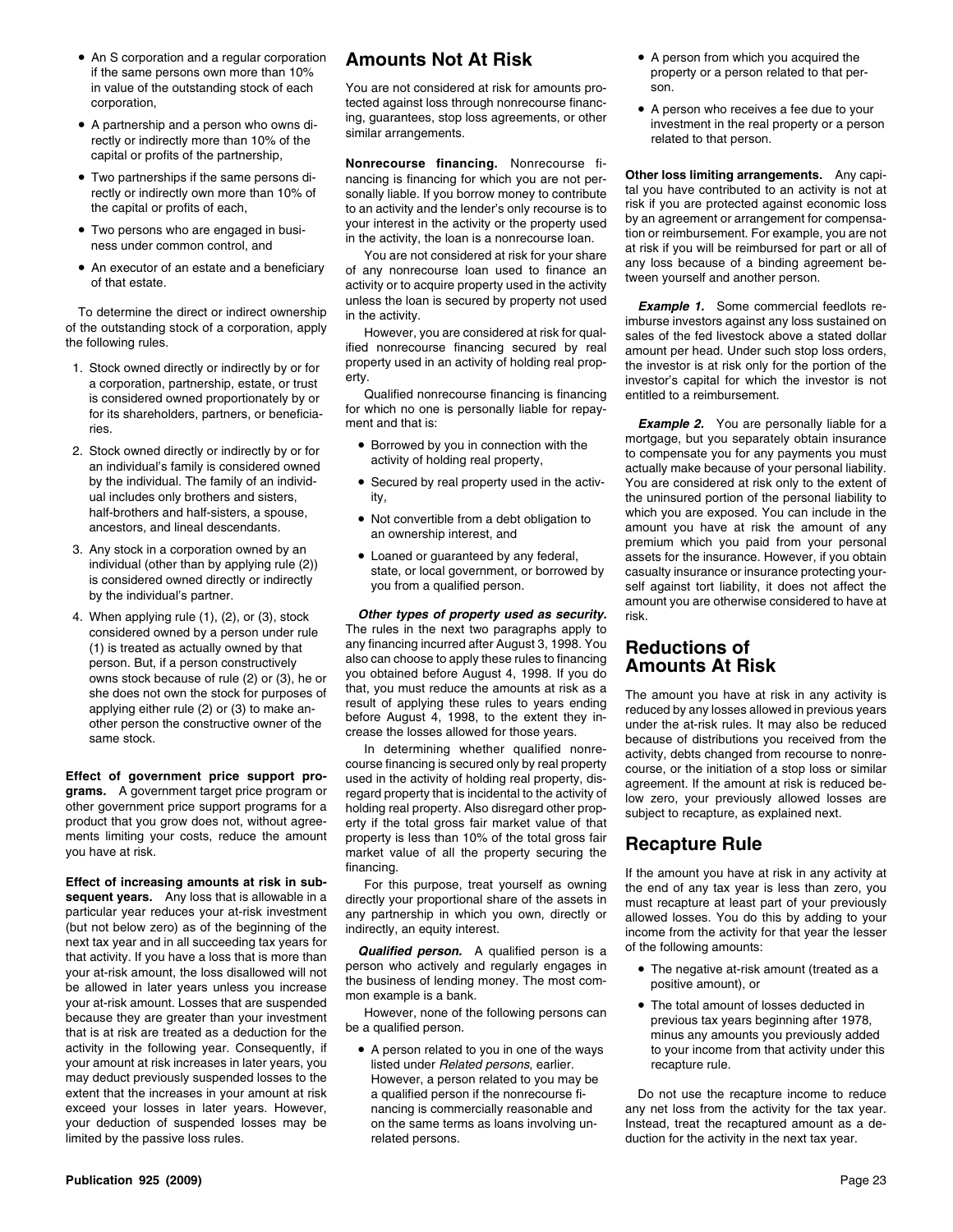- An S corporation and a regular corporation if the same persons own more than 10% in value of the outstanding stock of each corporation,
- A partnership and a person who owns directly or indirectly more than 10% of the capital or profits of the partnership,
- Two partnerships if the same persons directly or indirectly own more than 10% of the capital or profits of each,
- Two persons who are engaged in business under common control, and
- An executor of an estate and a beneficiary of that estate.

To determine the direct or indirect ownership of the outstanding stock of a corporation, apply the following rules.

1. Stock owned directly or indirectly by or for a corporation, partnership, estate, or trust is considered owned proportionately by or for its shareholders, partners, or beneficiaries.
2. Stock owned directly or indirectly by or for an individual's family is considered owned by the individual. The family of an individual includes only brothers and sisters, half-brothers and half-sisters, a spouse, ancestors, and lineal descendants.
3. Any stock in a corporation owned by an individual (other than by applying rule (2)) is considered owned directly or indirectly by the individual's partner.
4. When applying rule (1), (2), or (3), stock considered owned by a person under rule (1) is treated as actually owned by that person. But, if a person constructively owns stock because of rule (2) or (3), he or she does not own the stock for purposes of applying either rule (2) or (3) to make another person the constructive owner of the same stock.

**Effect of government price support programs.** A government target price program or other government price support programs for a product that you grow does not, without agreements limiting your costs, reduce the amount you have at risk.

**Effect of increasing amounts at risk in subsequent years.** Any loss that is allowable in a particular year reduces your at-risk investment (but not below zero) as of the beginning of the next tax year and in all succeeding tax years for that activity. If you have a loss that is more than your at-risk amount, the loss disallowed will not be allowed in later years unless you increase your at-risk amount. Losses that are suspended because they are greater than your investment that is at risk are treated as a deduction for the activity in the following year. Consequently, if your amount at risk increases in later years, you may deduct previously suspended losses to the extent that the increases in your amount at risk exceed your losses in later years. However, your deduction of suspended losses may be limited by the passive loss rules.

# Amounts Not At Risk

You are not considered at risk for amounts protected against loss through nonrecourse financing, guarantees, stop loss agreements, or other similar arrangements.

**Nonrecourse financing.** Nonrecourse financing is financing for which you are not personally liable. If you borrow money to contribute to an activity and the lender's only recourse is to your interest in the activity or the property used in the activity, the loan is a nonrecourse loan.

You are not considered at risk for your share of any nonrecourse loan used to finance an activity or to acquire property used in the activity unless the loan is secured by property not used in the activity.

However, you are considered at risk for qualified nonrecourse financing secured by real property used in an activity of holding real property.

Qualified nonrecourse financing is financing for which no one is personally liable for repayment and that is:

- Borrowed by you in connection with the activity of holding real property,
- Secured by real property used in the activity,
- Not convertible from a debt obligation to an ownership interest, and
- Loaned or guaranteed by any federal, state, or local government, or borrowed by you from a qualified person.

***Other types of property used as security.*** The rules in the next two paragraphs apply to any financing incurred after August 3, 1998. You also can choose to apply these rules to financing you obtained before August 4, 1998. If you do that, you must reduce the amounts at risk as a result of applying these rules to years ending before August 4, 1998, to the extent they increase the losses allowed for those years.

In determining whether qualified nonrecourse financing is secured only by real property used in the activity of holding real property, disregard property that is incidental to the activity of holding real property. Also disregard other property if the total gross fair market value of that property is less than 10% of the total gross fair market value of all the property securing the financing.

For this purpose, treat yourself as owning directly your proportional share of the assets in any partnership in which you own, directly or indirectly, an equity interest.

***Qualified person.*** A qualified person is a person who actively and regularly engages in the business of lending money. The most common example is a bank.

However, none of the following persons can be a qualified person.

- A person related to you in one of the ways listed under *Related persons*, earlier. However, a person related to you may be a qualified person if the nonrecourse financing is commercially reasonable and on the same terms as loans involving unrelated persons.
- A person from which you acquired the property or a person related to that person.
- A person who receives a fee due to your investment in the real property or a person related to that person.

**Other loss limiting arrangements.** Any capital you have contributed to an activity is not at risk if you are protected against economic loss by an agreement or arrangement for compensation or reimbursement. For example, you are not at risk if you will be reimbursed for part or all of any loss because of a binding agreement between yourself and another person.

***Example 1.*** Some commercial feedlots reimburse investors against any loss sustained on sales of the fed livestock above a stated dollar amount per head. Under such stop loss orders, the investor is at risk only for the portion of the investor's capital for which the investor is not entitled to a reimbursement.

***Example 2.*** You are personally liable for a mortgage, but you separately obtain insurance to compensate you for any payments you must actually make because of your personal liability. You are considered at risk only to the extent of the uninsured portion of the personal liability to which you are exposed. You can include in the amount you have at risk the amount of any premium which you paid from your personal assets for the insurance. However, if you obtain casualty insurance or insurance protecting yourself against tort liability, it does not affect the amount you are otherwise considered to have at risk.

# Reductions of Amounts At Risk

The amount you have at risk in any activity is reduced by any losses allowed in previous years under the at-risk rules. It may also be reduced because of distributions you received from the activity, debts changed from recourse to nonrecourse, or the initiation of a stop loss or similar agreement. If the amount at risk is reduced below zero, your previously allowed losses are subject to recapture, as explained next.

# Recapture Rule

If the amount you have at risk in any activity at the end of any tax year is less than zero, you must recapture at least part of your previously allowed losses. You do this by adding to your income from the activity for that year the lesser of the following amounts:

- The negative at-risk amount (treated as a positive amount), or
- The total amount of losses deducted in previous tax years beginning after 1978, minus any amounts you previously added to your income from that activity under this recapture rule.

Do not use the recapture income to reduce any net loss from the activity for the tax year. Instead, treat the recaptured amount as a deduction for the activity in the next tax year.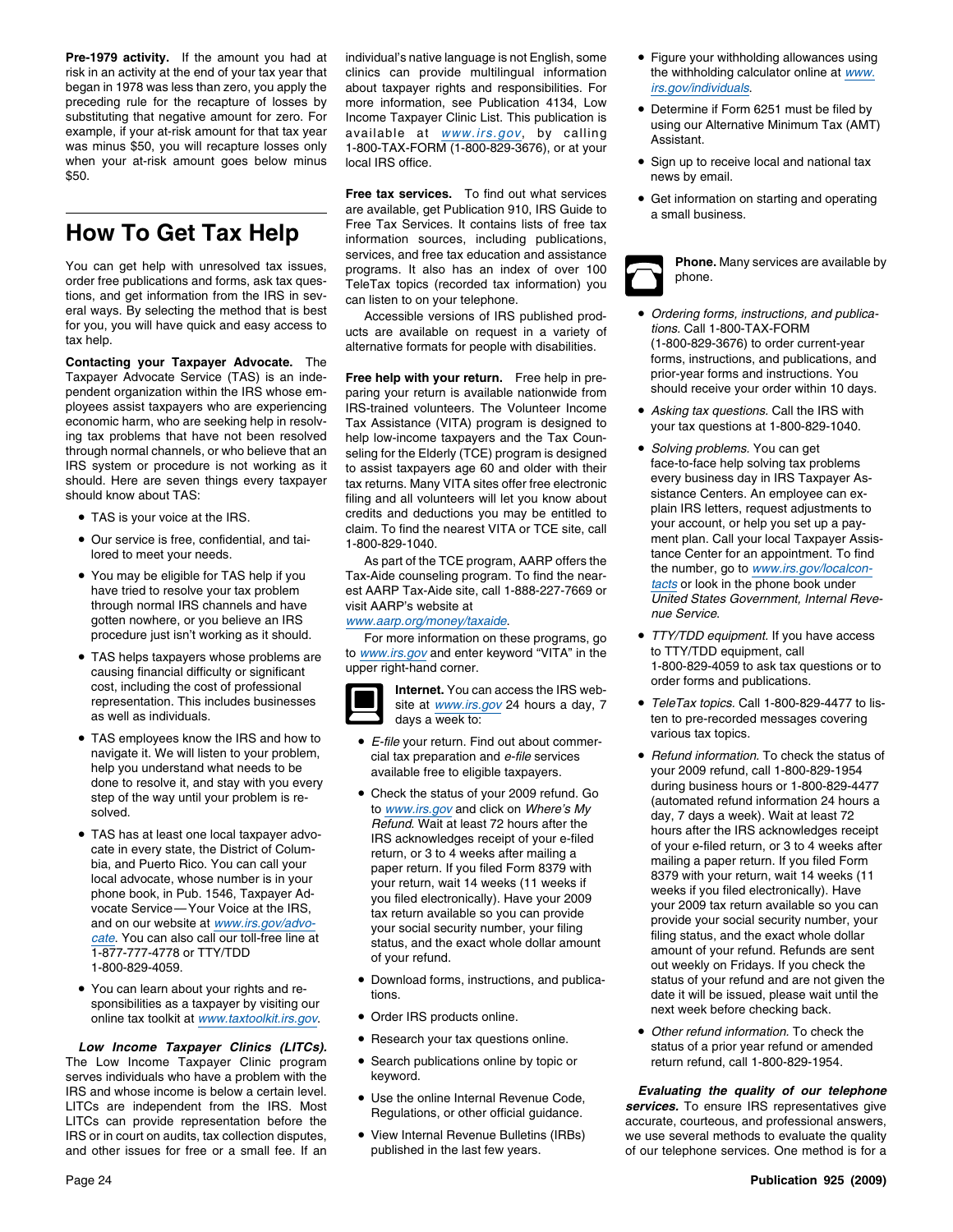**Pre-1979 activity.** If the amount you had at risk in an activity at the end of your tax year that began in 1978 was less than zero, you apply the preceding rule for the recapture of losses by substituting that negative amount for zero. For example, if your at-risk amount for that tax year was minus $50, you will recapture losses only when your at-risk amount goes below minus $50.

# How To Get Tax Help

You can get help with unresolved tax issues, order free publications and forms, ask tax questions, and get information from the IRS in several ways. By selecting the method that is best for you, you will have quick and easy access to tax help.

**Contacting your Taxpayer Advocate.** The Taxpayer Advocate Service (TAS) is an independent organization within the IRS whose employees assist taxpayers who are experiencing economic harm, who are seeking help in resolving tax problems that have not been resolved through normal channels, or who believe that an IRS system or procedure is not working as it should. Here are seven things every taxpayer should know about TAS:

- TAS is your voice at the IRS.
- Our service is free, confidential, and tailored to meet your needs.
- You may be eligible for TAS help if you have tried to resolve your tax problem through normal IRS channels and have gotten nowhere, or you believe an IRS procedure just isn't working as it should.
- TAS helps taxpayers whose problems are causing financial difficulty or significant cost, including the cost of professional representation. This includes businesses as well as individuals.
- TAS employees know the IRS and how to navigate it. We will listen to your problem, help you understand what needs to be done to resolve it, and stay with you every step of the way until your problem is resolved.
- TAS has at least one local taxpayer advocate in every state, the District of Columbia, and Puerto Rico. You can call your local advocate, whose number is in your phone book, in Pub. 1546, Taxpayer Advocate Service — Your Voice at the IRS, and on our website at www.irs.gov/advocate. You can also call our toll-free line at 1-877-777-4778 or TTY/TDD 1-800-829-4059.
- You can learn about your rights and responsibilities as a taxpayer by visiting our online tax toolkit at www.taxtoolkit.irs.gov.

***Low Income Taxpayer Clinics (LITCs).*** The Low Income Taxpayer Clinic program serves individuals who have a problem with the IRS and whose income is below a certain level. LITCs are independent from the IRS. Most LITCs can provide representation before the IRS or in court on audits, tax collection disputes, and other issues for free or a small fee. If an individual's native language is not English, some clinics can provide multilingual information about taxpayer rights and responsibilities. For more information, see Publication 4134, Low Income Taxpayer Clinic List. This publication is available at www.irs.gov, by calling 1-800-TAX-FORM (1-800-829-3676), or at your local IRS office.

**Free tax services.** To find out what services are available, get Publication 910, IRS Guide to Free Tax Services. It contains lists of free tax information sources, including publications, services, and free tax education and assistance programs. It also has an index of over 100 TeleTax topics (recorded tax information) you can listen to on your telephone.

Accessible versions of IRS published products are available on request in a variety of alternative formats for people with disabilities.

**Free help with your return.** Free help in preparing your return is available nationwide from IRS-trained volunteers. The Volunteer Income Tax Assistance (VITA) program is designed to help low-income taxpayers and the Tax Counseling for the Elderly (TCE) program is designed to assist taxpayers age 60 and older with their tax returns. Many VITA sites offer free electronic filing and all volunteers will let you know about credits and deductions you may be entitled to claim. To find the nearest VITA or TCE site, call 1-800-829-1040.

As part of the TCE program, AARP offers the Tax-Aide counseling program. To find the nearest AARP Tax-Aide site, call 1-888-227-7669 or visit AARP's website at www.aarp.org/money/taxaide.

For more information on these programs, go to www.irs.gov and enter keyword "VITA" in the upper right-hand corner.

**Internet.** You can access the IRS website at www.irs.gov 24 hours a day, 7 days a week to:

- *E-file* your return. Find out about commercial tax preparation and *e-file* services available free to eligible taxpayers.
- Check the status of your 2009 refund. Go to www.irs.gov and click on *Where's My Refund*. Wait at least 72 hours after the IRS acknowledges receipt of your e-filed return, or 3 to 4 weeks after mailing a paper return. If you filed Form 8379 with your return, wait 14 weeks (11 weeks if you filed electronically). Have your 2009 tax return available so you can provide your social security number, your filing status, and the exact whole dollar amount of your refund.
- Download forms, instructions, and publications.
- Order IRS products online.
- Research your tax questions online.
- Search publications online by topic or keyword.
- Use the online Internal Revenue Code, Regulations, or other official guidance.
- View Internal Revenue Bulletins (IRBs) published in the last few years.
- Figure your withholding allowances using the withholding calculator online at www.irs.gov/individuals.
- Determine if Form 6251 must be filed by using our Alternative Minimum Tax (AMT) Assistant.
- Sign up to receive local and national tax news by email.
- Get information on starting and operating a small business.

**Phone.** Many services are available by phone.

- *Ordering forms, instructions, and publications.* Call 1-800-TAX-FORM (1-800-829-3676) to order current-year forms, instructions, and publications, and prior-year forms and instructions. You should receive your order within 10 days.
- *Asking tax questions.* Call the IRS with your tax questions at 1-800-829-1040.
- *Solving problems.* You can get face-to-face help solving tax problems every business day in IRS Taxpayer Assistance Centers. An employee can explain IRS letters, request adjustments to your account, or help you set up a payment plan. Call your local Taxpayer Assistance Center for an appointment. To find the number, go to www.irs.gov/localcontacts or look in the phone book under *United States Government, Internal Revenue Service.*
- *TTY/TDD equipment.* If you have access to TTY/TDD equipment, call 1-800-829-4059 to ask tax questions or to order forms and publications.
- *TeleTax topics.* Call 1-800-829-4477 to listen to pre-recorded messages covering various tax topics.
- *Refund information.* To check the status of your 2009 refund, call 1-800-829-1954 during business hours or 1-800-829-4477 (automated refund information 24 hours a day, 7 days a week). Wait at least 72 hours after the IRS acknowledges receipt of your e-filed return, or 3 to 4 weeks after mailing a paper return. If you filed Form 8379 with your return, wait 14 weeks (11 weeks if you filed electronically). Have your 2009 tax return available so you can provide your social security number, your filing status, and the exact whole dollar amount of your refund. Refunds are sent out weekly on Fridays. If you check the status of your refund and are not given the date it will be issued, please wait until the next week before checking back.
- *Other refund information.* To check the status of a prior year refund or amended return refund, call 1-800-829-1954.

***Evaluating the quality of our telephone services.*** To ensure IRS representatives give accurate, courteous, and professional answers, we use several methods to evaluate the quality of our telephone services. One method is for a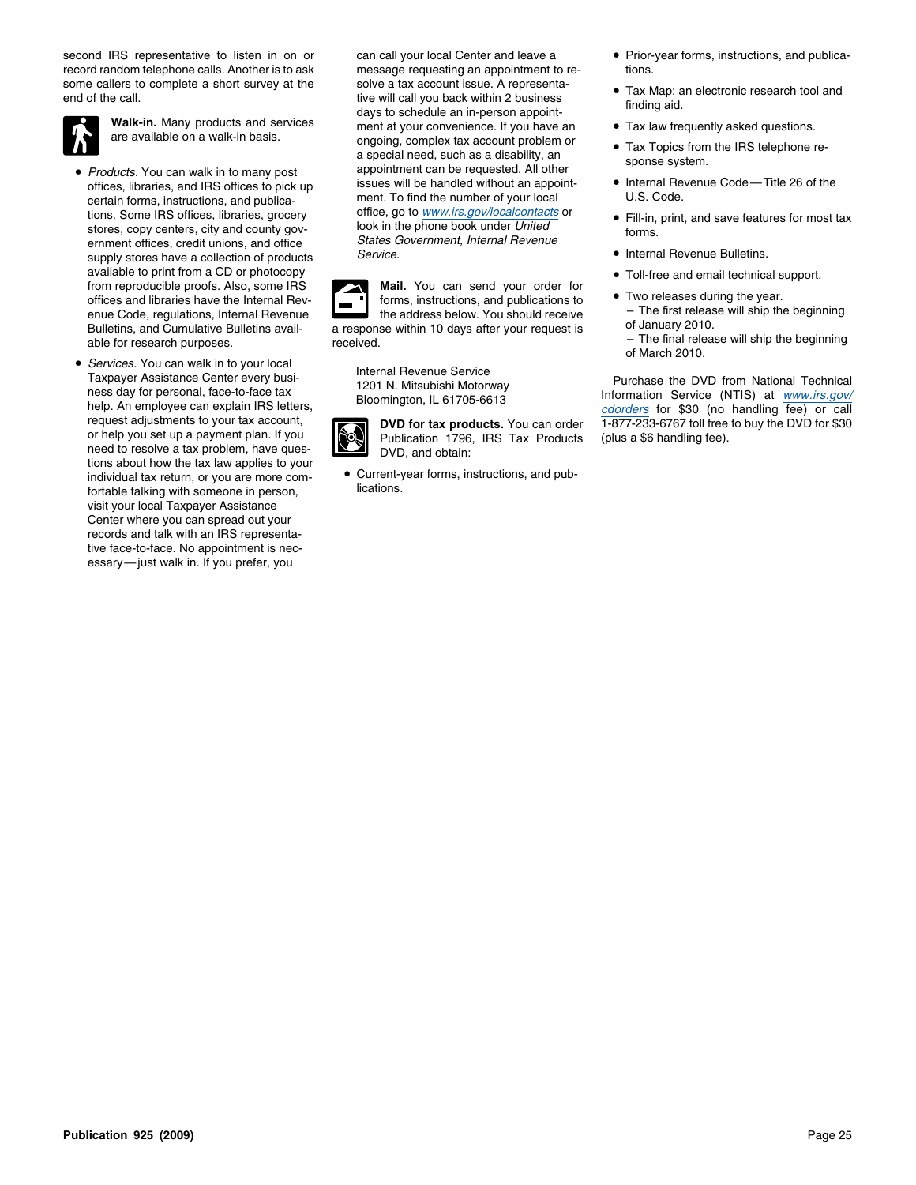second IRS representative to listen in on or record random telephone calls. Another is to ask some callers to complete a short survey at the end of the call.

**Walk-in.** Many products and services are available on a walk-in basis.

- *Products.* You can walk in to many post offices, libraries, and IRS offices to pick up certain forms, instructions, and publications. Some IRS offices, libraries, grocery stores, copy centers, city and county government offices, credit unions, and office supply stores have a collection of products available to print from a CD or photocopy from reproducible proofs. Also, some IRS offices and libraries have the Internal Revenue Code, regulations, Internal Revenue Bulletins, and Cumulative Bulletins available for research purposes.
- *Services.* You can walk in to your local Taxpayer Assistance Center every business day for personal, face-to-face tax help. An employee can explain IRS letters, request adjustments to your tax account, or help you set up a payment plan. If you need to resolve a tax problem, have questions about how the tax law applies to your individual tax return, or you are more comfortable talking with someone in person, visit your local Taxpayer Assistance Center where you can spread out your records and talk with an IRS representative face-to-face. No appointment is necessary—just walk in. If you prefer, you can call your local Center and leave a message requesting an appointment to resolve a tax account issue. A representative will call you back within 2 business days to schedule an in-person appointment at your convenience. If you have an ongoing, complex tax account problem or a special need, such as a disability, an appointment can be requested. All other issues will be handled without an appointment. To find the number of your local office, go to www.irs.gov/localcontacts or look in the phone book under *United States Government, Internal Revenue Service.*

**Mail.** You can send your order for forms, instructions, and publications to the address below. You should receive a response within 10 days after your request is received.

Internal Revenue Service
1201 N. Mitsubishi Motorway
Bloomington, IL 61705-6613

**DVD for tax products.** You can order Publication 1796, IRS Tax Products DVD, and obtain:

- Current-year forms, instructions, and publications.
- Prior-year forms, instructions, and publications.
- Tax Map: an electronic research tool and finding aid.
- Tax law frequently asked questions.
- Tax Topics from the IRS telephone response system.
- Internal Revenue Code—Title 26 of the U.S. Code.
- Fill-in, print, and save features for most tax forms.
- Internal Revenue Bulletins.
- Toll-free and email technical support.
- Two releases during the year.
  - The first release will ship the beginning of January 2010.
  - The final release will ship the beginning of March 2010.

Purchase the DVD from National Technical Information Service (NTIS) at www.irs.gov/cdorders for $30 (no handling fee) or call 1-877-233-6767 toll free to buy the DVD for $30 (plus a $6 handling fee).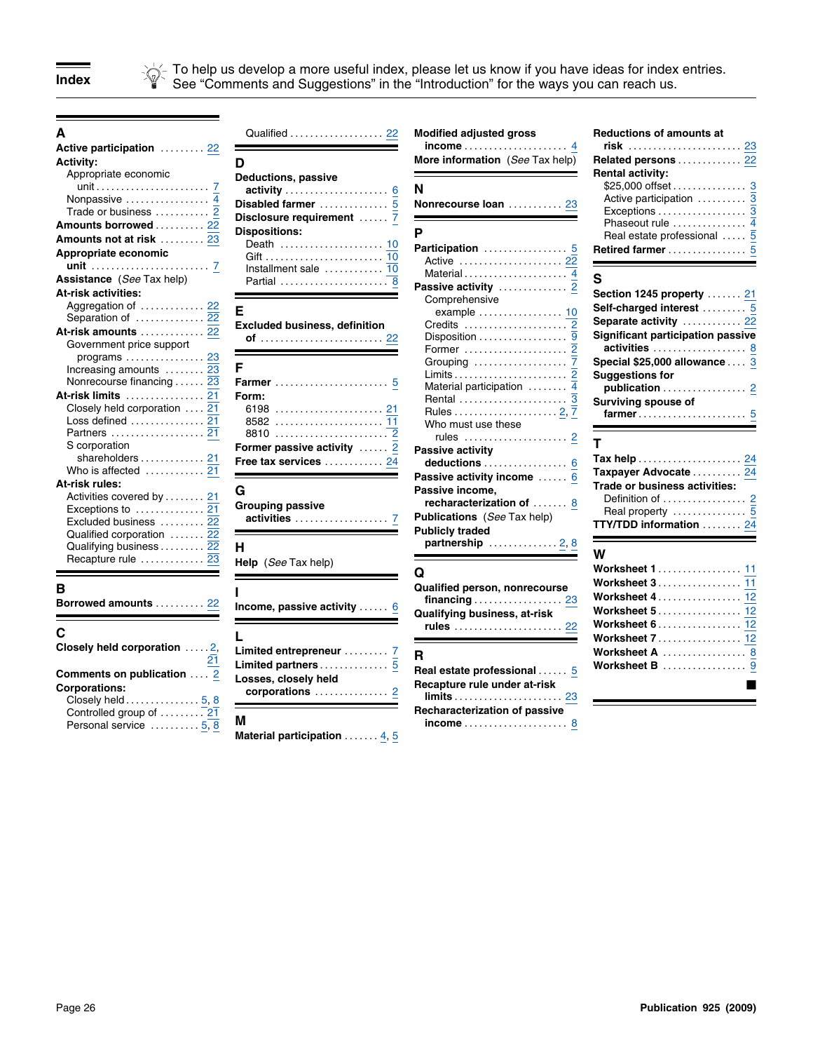# Index

To help us develop a more useful index, please let us know if you have ideas for index entries. See "Comments and Suggestions" in the "Introduction" for the ways you can reach us.

## A

**Active participation** .......... 22
**Activity:**
- Appropriate economic unit .......... 7
- Nonpassive .......... 4
- Trade or business .......... 2

**Amounts borrowed** .......... 22
**Amounts not at risk** .......... 23
**Appropriate economic unit** .......... 7
**Assistance** (*See* Tax help)
**At-risk activities:**
- Aggregation of .......... 22
- Separation of .......... 22

**At-risk amounts** .......... 22
- Government price support programs .......... 23
- Increasing amounts .......... 23
- Nonrecourse financing .......... 23

**At-risk limits** .......... 21
- Closely held corporation .......... 21
- Loss defined .......... 21
- Partners .......... 21
- S corporation shareholders .......... 21
- Who is affected .......... 21

**At-risk rules:**
- Activities covered by .......... 21
- Exceptions to .......... 21
- Excluded business .......... 22
- Qualified corporation .......... 22
- Qualifying business .......... 22
- Recapture rule .......... 23

## B

**Borrowed amounts** .......... 22

## C

**Closely held corporation** .......... 2, 21
**Comments on publication** .......... 2
**Corporations:**
- Closely held .......... 5, 8
- Controlled group of .......... 21
- Personal service .......... 5, 8
- Qualified .......... 22

## D

**Deductions, passive activity** .......... 6
**Disabled farmer** .......... 5
**Disclosure requirement** .......... 7
**Dispositions:**
- Death .......... 10
- Gift .......... 10
- Installment sale .......... 10
- Partial .......... 8

## E

**Excluded business, definition of** .......... 22

## F

**Farmer** .......... 5
**Form:**
- 6198 .......... 21
- 8582 .......... 11
- 8810 .......... 2

**Former passive activity** .......... 2
**Free tax services** .......... 24

## G

**Grouping passive activities** .......... 7

## H

**Help** (*See* Tax help)

## I

**Income, passive activity** .......... 6

## L

**Limited entrepreneur** .......... 7
**Limited partners** .......... 5
**Losses, closely held corporations** .......... 2

## M

**Material participation** .......... 4, 5
**Modified adjusted gross income** .......... 4
**More information** (*See* Tax help)

## N

**Nonrecourse loan** .......... 23

## P

**Participation** .......... 5
- Active .......... 22
- Material .......... 4

**Passive activity** .......... 2
- Comprehensive example .......... 10
- Credits .......... 2
- Disposition .......... 9
- Former .......... 2
- Grouping .......... 7
- Limits .......... 2
- Material participation .......... 4
- Rental .......... 3
- Rules .......... 2, 7
- Who must use these rules .......... 2

**Passive activity deductions** .......... 6
**Passive activity income** .......... 6
**Passive income, recharacterization of** .......... 8
**Publications** (*See* Tax help)
**Publicly traded partnership** .......... 2, 8

## Q

**Qualified person, nonrecourse financing** .......... 23
**Qualifying business, at-risk rules** .......... 22

## R

**Real estate professional** .......... 5
**Recapture rule under at-risk limits** .......... 23
**Recharacterization of passive income** .......... 8
**Reductions of amounts at risk** .......... 23
**Related persons** .......... 22
**Rental activity:**
- $25,000 offset .......... 3
- Active participation .......... 3
- Exceptions .......... 3
- Phaseout rule .......... 4
- Real estate professional .......... 5

**Retired farmer** .......... 5

## S

**Section 1245 property** .......... 21
**Self-charged interest** .......... 5
**Separate activity** .......... 22
**Significant participation passive activities** .......... 8
**Special $25,000 allowance** .......... 3
**Suggestions for publication** .......... 2
**Surviving spouse of farmer** .......... 5

## T

**Tax help** .......... 24
**Taxpayer Advocate** .......... 24
**Trade or business activities:**
- Definition of .......... 2
- Real property .......... 5

**TTY/TDD information** .......... 24

## W

**Worksheet 1** .......... 11
**Worksheet 3** .......... 11
**Worksheet 4** .......... 12
**Worksheet 5** .......... 12
**Worksheet 6** .......... 12
**Worksheet 7** .......... 12
**Worksheet A** .......... 8
**Worksheet B** .......... 9

■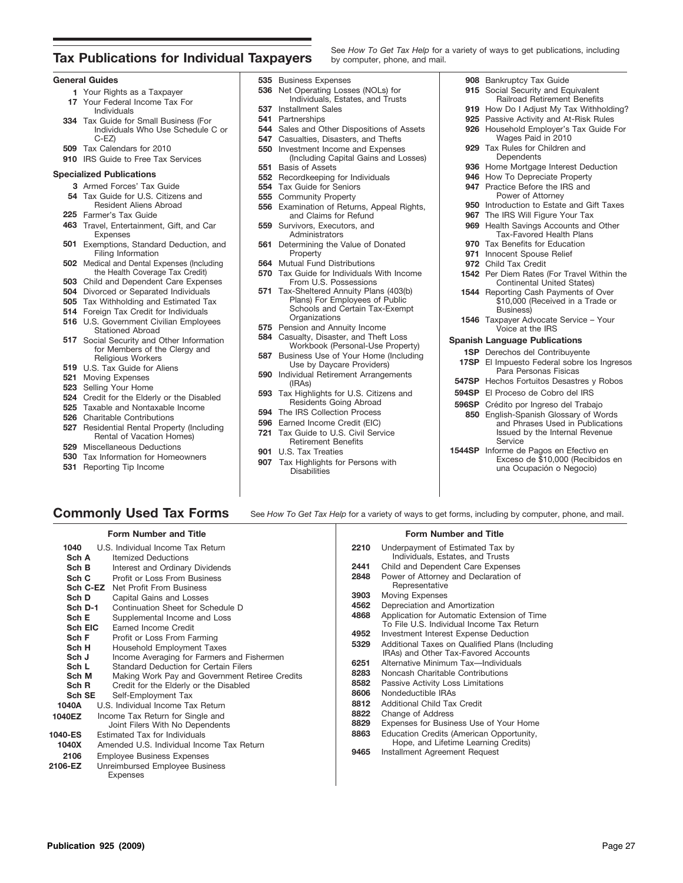## Tax Publications for Individual Taxpayers

See *How To Get Tax Help* for a variety of ways to get publications, including by computer, phone, and mail.

### General Guides

**1** Your Rights as a Taxpayer
**17** Your Federal Income Tax For Individuals
**334** Tax Guide for Small Business (For Individuals Who Use Schedule C or C-EZ)
**509** Tax Calendars for 2010
**910** IRS Guide to Free Tax Services

### Specialized Publications

**3** Armed Forces' Tax Guide
**54** Tax Guide for U.S. Citizens and Resident Aliens Abroad
**225** Farmer's Tax Guide
**463** Travel, Entertainment, Gift, and Car Expenses
**501** Exemptions, Standard Deduction, and Filing Information
**502** Medical and Dental Expenses (Including the Health Coverage Tax Credit)
**503** Child and Dependent Care Expenses
**504** Divorced or Separated Individuals
**505** Tax Withholding and Estimated Tax
**514** Foreign Tax Credit for Individuals
**516** U.S. Government Civilian Employees Stationed Abroad
**517** Social Security and Other Information for Members of the Clergy and Religious Workers
**519** U.S. Tax Guide for Aliens
**521** Moving Expenses
**523** Selling Your Home
**524** Credit for the Elderly or the Disabled
**525** Taxable and Nontaxable Income
**526** Charitable Contributions
**527** Residential Rental Property (Including Rental of Vacation Homes)
**529** Miscellaneous Deductions
**530** Tax Information for Homeowners
**531** Reporting Tip Income
**535** Business Expenses
**536** Net Operating Losses (NOLs) for Individuals, Estates, and Trusts
**537** Installment Sales
**541** Partnerships
**544** Sales and Other Dispositions of Assets
**547** Casualties, Disasters, and Thefts
**550** Investment Income and Expenses (Including Capital Gains and Losses)
**551** Basis of Assets
**552** Recordkeeping for Individuals
**554** Tax Guide for Seniors
**555** Community Property
**556** Examination of Returns, Appeal Rights, and Claims for Refund
**559** Survivors, Executors, and Administrators
**561** Determining the Value of Donated Property
**564** Mutual Fund Distributions
**570** Tax Guide for Individuals With Income From U.S. Possessions
**571** Tax-Sheltered Annuity Plans (403(b) Plans) For Employees of Public Schools and Certain Tax-Exempt Organizations
**575** Pension and Annuity Income
**584** Casualty, Disaster, and Theft Loss Workbook (Personal-Use Property)
**587** Business Use of Your Home (Including Use by Daycare Providers)
**590** Individual Retirement Arrangements (IRAs)
**593** Tax Highlights for U.S. Citizens and Residents Going Abroad
**594** The IRS Collection Process
**596** Earned Income Credit (EIC)
**721** Tax Guide to U.S. Civil Service Retirement Benefits
**901** U.S. Tax Treaties
**907** Tax Highlights for Persons with Disabilities
**908** Bankruptcy Tax Guide
**915** Social Security and Equivalent Railroad Retirement Benefits
**919** How Do I Adjust My Tax Withholding?
**925** Passive Activity and At-Risk Rules
**926** Household Employer's Tax Guide For Wages Paid in 2010
**929** Tax Rules for Children and Dependents
**936** Home Mortgage Interest Deduction
**946** How To Depreciate Property
**947** Practice Before the IRS and Power of Attorney
**950** Introduction to Estate and Gift Taxes
**967** The IRS Will Figure Your Tax
**969** Health Savings Accounts and Other Tax-Favored Health Plans
**970** Tax Benefits for Education
**971** Innocent Spouse Relief
**972** Child Tax Credit
**1542** Per Diem Rates (For Travel Within the Continental United States)
**1544** Reporting Cash Payments of Over $10,000 (Received in a Trade or Business)
**1546** Taxpayer Advocate Service – Your Voice at the IRS

### Spanish Language Publications

**1SP** Derechos del Contribuyente
**17SP** El Impuesto Federal sobre los Ingresos Para Personas Fisicas
**547SP** Hechos Fortuitos Desastres y Robos
**594SP** El Proceso de Cobro del IRS
**596SP** Crédito por Ingreso del Trabajo
**850** English-Spanish Glossary of Words and Phrases Used in Publications Issued by the Internal Revenue Service
**1544SP** Informe de Pagos en Efectivo en Exceso de $10,000 (Recibidos en una Ocupación o Negocio)

## Commonly Used Tax Forms

See *How To Get Tax Help* for a variety of ways to get forms, including by computer, phone, and mail.

| Form Number | Title |
|---|---|
| **1040** | U.S. Individual Income Tax Return |
| **Sch A** | Itemized Deductions |
| **Sch B** | Interest and Ordinary Dividends |
| **Sch C** | Profit or Loss From Business |
| **Sch C-EZ** | Net Profit From Business |
| **Sch D** | Capital Gains and Losses |
| **Sch D-1** | Continuation Sheet for Schedule D |
| **Sch E** | Supplemental Income and Loss |
| **Sch EIC** | Earned Income Credit |
| **Sch F** | Profit or Loss From Farming |
| **Sch H** | Household Employment Taxes |
| **Sch J** | Income Averaging for Farmers and Fishermen |
| **Sch L** | Standard Deduction for Certain Filers |
| **Sch M** | Making Work Pay and Government Retiree Credits |
| **Sch R** | Credit for the Elderly or the Disabled |
| **Sch SE** | Self-Employment Tax |
| **1040A** | U.S. Individual Income Tax Return |
| **1040EZ** | Income Tax Return for Single and Joint Filers With No Dependents |
| **1040-ES** | Estimated Tax for Individuals |
| **1040X** | Amended U.S. Individual Income Tax Return |
| **2106** | Employee Business Expenses |
| **2106-EZ** | Unreimbursed Employee Business Expenses |
| **2210** | Underpayment of Estimated Tax by Individuals, Estates, and Trusts |
| **2441** | Child and Dependent Care Expenses |
| **2848** | Power of Attorney and Declaration of Representative |
| **3903** | Moving Expenses |
| **4562** | Depreciation and Amortization |
| **4868** | Application for Automatic Extension of Time To File U.S. Individual Income Tax Return |
| **4952** | Investment Interest Expense Deduction |
| **5329** | Additional Taxes on Qualified Plans (Including IRAs) and Other Tax-Favored Accounts |
| **6251** | Alternative Minimum Tax—Individuals |
| **8283** | Noncash Charitable Contributions |
| **8582** | Passive Activity Loss Limitations |
| **8606** | Nondeductible IRAs |
| **8812** | Additional Child Tax Credit |
| **8822** | Change of Address |
| **8829** | Expenses for Business Use of Your Home |
| **8863** | Education Credits (American Opportunity, Hope, and Lifetime Learning Credits) |
| **9465** | Installment Agreement Request |